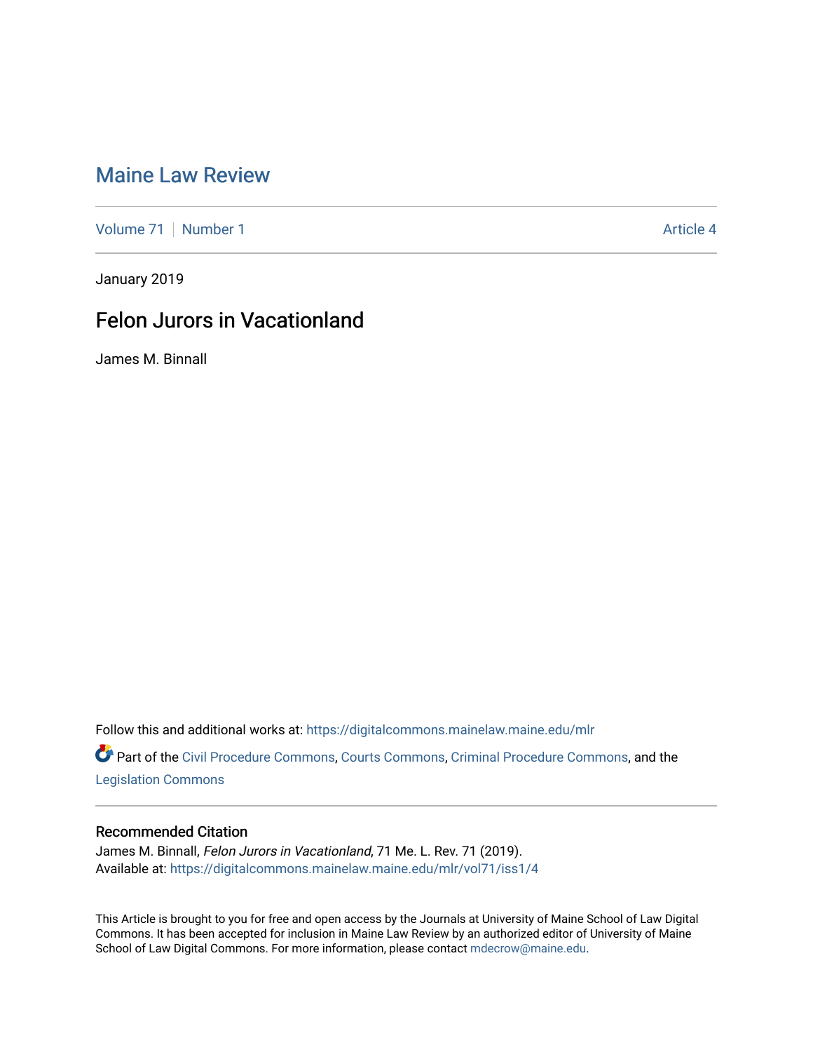# Maine Law Review

Volume 71 | Number 1 — Article 4

January 2019

## Felon Jurors in Vacationland

James M. Binnall

Follow this and additional works at: https://digitalcommons.mainelaw.maine.edu/mlr

Part of the Civil Procedure Commons, Courts Commons, Criminal Procedure Commons, and the Legislation Commons

### Recommended Citation

James M. Binnall, *Felon Jurors in Vacationland*, 71 Me. L. Rev. 71 (2019).
Available at: https://digitalcommons.mainelaw.maine.edu/mlr/vol71/iss1/4

This Article is brought to you for free and open access by the Journals at University of Maine School of Law Digital Commons. It has been accepted for inclusion in Maine Law Review by an authorized editor of University of Maine School of Law Digital Commons. For more information, please contact mdecrow@maine.edu.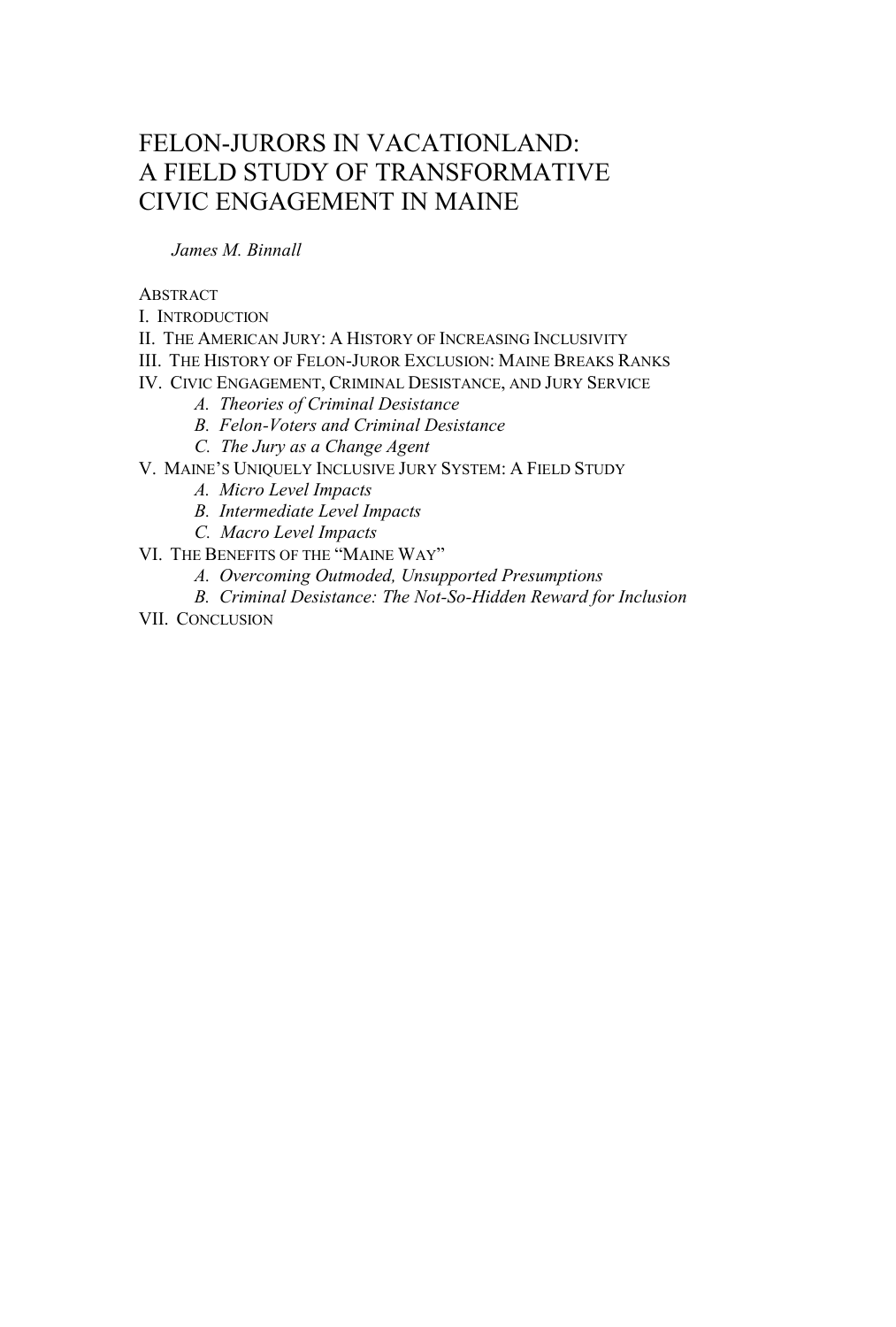# FELON-JURORS IN VACATIONLAND: A FIELD STUDY OF TRANSFORMATIVE CIVIC ENGAGEMENT IN MAINE

*James M. Binnall*

ABSTRACT
I. INTRODUCTION
II. THE AMERICAN JURY: A HISTORY OF INCREASING INCLUSIVITY
III. THE HISTORY OF FELON-JUROR EXCLUSION: MAINE BREAKS RANKS
IV. CIVIC ENGAGEMENT, CRIMINAL DESISTANCE, AND JURY SERVICE
- *A. Theories of Criminal Desistance*
- *B. Felon-Voters and Criminal Desistance*
- *C. The Jury as a Change Agent*

V. MAINE'S UNIQUELY INCLUSIVE JURY SYSTEM: A FIELD STUDY
- *A. Micro Level Impacts*
- *B. Intermediate Level Impacts*
- *C. Macro Level Impacts*

VI. THE BENEFITS OF THE "MAINE WAY"
- *A. Overcoming Outmoded, Unsupported Presumptions*
- *B. Criminal Desistance: The Not-So-Hidden Reward for Inclusion*

VII. CONCLUSION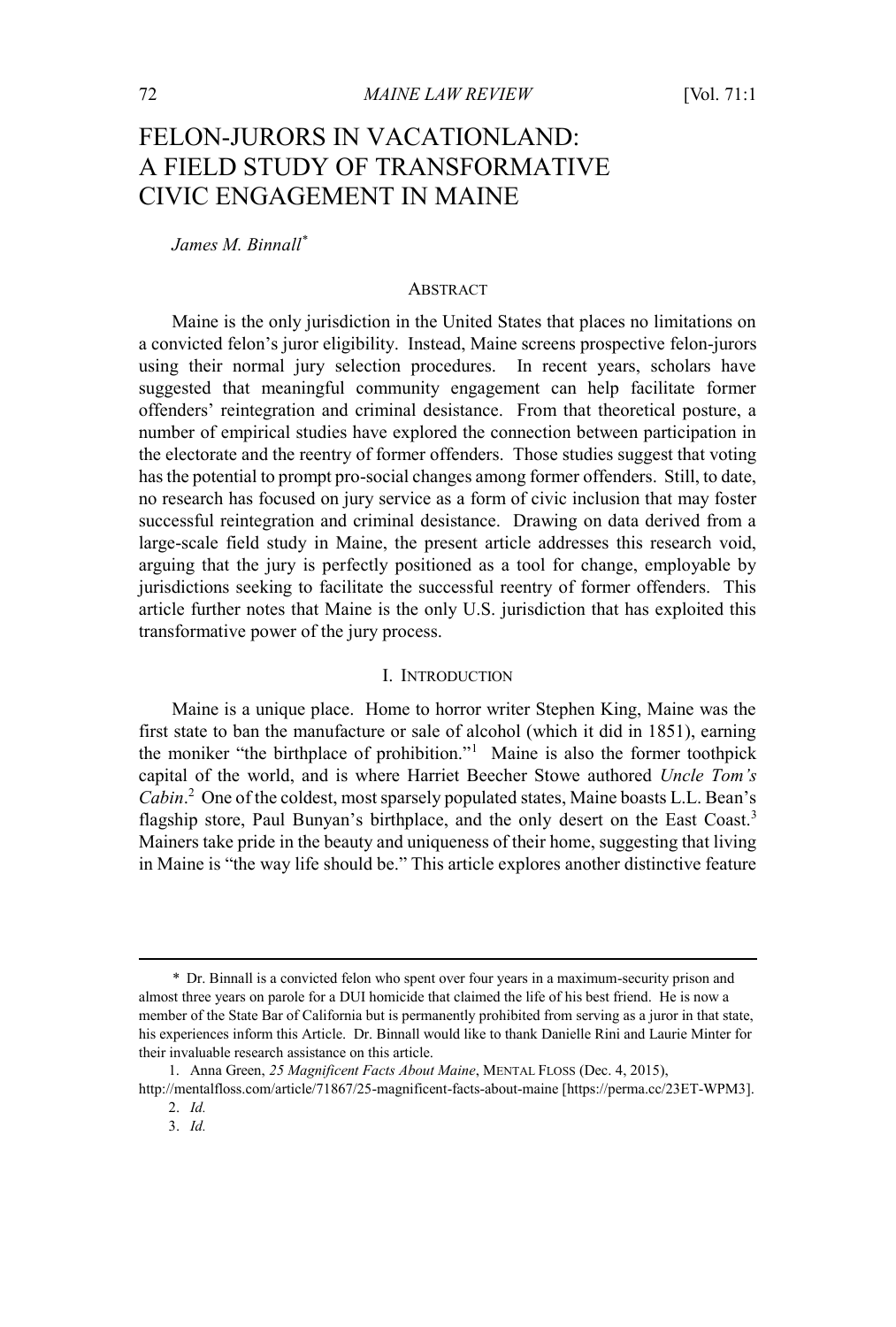# FELON-JURORS IN VACATIONLAND: A FIELD STUDY OF TRANSFORMATIVE CIVIC ENGAGEMENT IN MAINE

*James M. Binnall*[*]

## ABSTRACT

Maine is the only jurisdiction in the United States that places no limitations on a convicted felon's juror eligibility. Instead, Maine screens prospective felon-jurors using their normal jury selection procedures. In recent years, scholars have suggested that meaningful community engagement can help facilitate former offenders' reintegration and criminal desistance. From that theoretical posture, a number of empirical studies have explored the connection between participation in the electorate and the reentry of former offenders. Those studies suggest that voting has the potential to prompt pro-social changes among former offenders. Still, to date, no research has focused on jury service as a form of civic inclusion that may foster successful reintegration and criminal desistance. Drawing on data derived from a large-scale field study in Maine, the present article addresses this research void, arguing that the jury is perfectly positioned as a tool for change, employable by jurisdictions seeking to facilitate the successful reentry of former offenders. This article further notes that Maine is the only U.S. jurisdiction that has exploited this transformative power of the jury process.

## I. INTRODUCTION

Maine is a unique place. Home to horror writer Stephen King, Maine was the first state to ban the manufacture or sale of alcohol (which it did in 1851), earning the moniker "the birthplace of prohibition."[1] Maine is also the former toothpick capital of the world, and is where Harriet Beecher Stowe authored *Uncle Tom's Cabin*.[2] One of the coldest, most sparsely populated states, Maine boasts L.L. Bean's flagship store, Paul Bunyan's birthplace, and the only desert on the East Coast.[3] Mainers take pride in the beauty and uniqueness of their home, suggesting that living in Maine is "the way life should be." This article explores another distinctive feature

---

\* Dr. Binnall is a convicted felon who spent over four years in a maximum-security prison and almost three years on parole for a DUI homicide that claimed the life of his best friend. He is now a member of the State Bar of California but is permanently prohibited from serving as a juror in that state, his experiences inform this Article. Dr. Binnall would like to thank Danielle Rini and Laurie Minter for their invaluable research assistance on this article.

1. Anna Green, *25 Magnificent Facts About Maine*, MENTAL FLOSS (Dec. 4, 2015), http://mentalfloss.com/article/71867/25-magnificent-facts-about-maine [https://perma.cc/23ET-WPM3].

2. *Id.*

3. *Id.*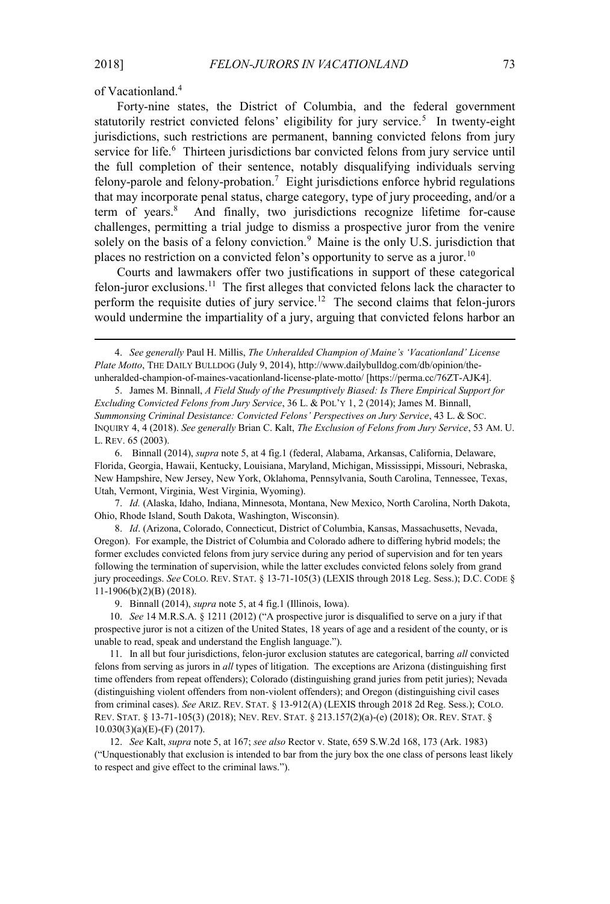of Vacationland.[4]

Forty-nine states, the District of Columbia, and the federal government statutorily restrict convicted felons' eligibility for jury service.[5] In twenty-eight jurisdictions, such restrictions are permanent, banning convicted felons from jury service for life.[6] Thirteen jurisdictions bar convicted felons from jury service until the full completion of their sentence, notably disqualifying individuals serving felony-parole and felony-probation.[7] Eight jurisdictions enforce hybrid regulations that may incorporate penal status, charge category, type of jury proceeding, and/or a term of years.[8] And finally, two jurisdictions recognize lifetime for-cause challenges, permitting a trial judge to dismiss a prospective juror from the venire solely on the basis of a felony conviction.[9] Maine is the only U.S. jurisdiction that places no restriction on a convicted felon's opportunity to serve as a juror.[10]

Courts and lawmakers offer two justifications in support of these categorical felon-juror exclusions.[11] The first alleges that convicted felons lack the character to perform the requisite duties of jury service.[12] The second claims that felon-jurors would undermine the impartiality of a jury, arguing that convicted felons harbor an

---

4. *See generally* Paul H. Millis, *The Unheralded Champion of Maine's 'Vacationland' License Plate Motto*, THE DAILY BULLDOG (July 9, 2014), http://www.dailybulldog.com/db/opinion/the-unheralded-champion-of-maines-vacationland-license-plate-motto/ [https://perma.cc/76ZT-AJK4].

5. James M. Binnall, *A Field Study of the Presumptively Biased: Is There Empirical Support for Excluding Convicted Felons from Jury Service*, 36 L. & POL'Y 1, 2 (2014); James M. Binnall, *Summonsing Criminal Desistance: Convicted Felons' Perspectives on Jury Service*, 43 L. & SOC. INQUIRY 4, 4 (2018). *See generally* Brian C. Kalt, *The Exclusion of Felons from Jury Service*, 53 AM. U. L. REV. 65 (2003).

6. Binnall (2014), *supra* note 5, at 4 fig.1 (federal, Alabama, Arkansas, California, Delaware, Florida, Georgia, Hawaii, Kentucky, Louisiana, Maryland, Michigan, Mississippi, Missouri, Nebraska, New Hampshire, New Jersey, New York, Oklahoma, Pennsylvania, South Carolina, Tennessee, Texas, Utah, Vermont, Virginia, West Virginia, Wyoming).

7. *Id.* (Alaska, Idaho, Indiana, Minnesota, Montana, New Mexico, North Carolina, North Dakota, Ohio, Rhode Island, South Dakota, Washington, Wisconsin).

8. *Id*. (Arizona, Colorado, Connecticut, District of Columbia, Kansas, Massachusetts, Nevada, Oregon). For example, the District of Columbia and Colorado adhere to differing hybrid models; the former excludes convicted felons from jury service during any period of supervision and for ten years following the termination of supervision, while the latter excludes convicted felons solely from grand jury proceedings. *See* COLO. REV. STAT. § 13-71-105(3) (LEXIS through 2018 Leg. Sess.); D.C. CODE § 11-1906(b)(2)(B) (2018).

9. Binnall (2014), *supra* note 5, at 4 fig.1 (Illinois, Iowa).

10. *See* 14 M.R.S.A. § 1211 (2012) ("A prospective juror is disqualified to serve on a jury if that prospective juror is not a citizen of the United States, 18 years of age and a resident of the county, or is unable to read, speak and understand the English language.").

11. In all but four jurisdictions, felon-juror exclusion statutes are categorical, barring *all* convicted felons from serving as jurors in *all* types of litigation. The exceptions are Arizona (distinguishing first time offenders from repeat offenders); Colorado (distinguishing grand juries from petit juries); Nevada (distinguishing violent offenders from non-violent offenders); and Oregon (distinguishing civil cases from criminal cases). *See* ARIZ. REV. STAT. § 13-912(A) (LEXIS through 2018 2d Reg. Sess.); COLO. REV. STAT. § 13-71-105(3) (2018); NEV. REV. STAT. § 213.157(2)(a)-(e) (2018); OR. REV. STAT. § 10.030(3)(a)(E)-(F) (2017).

12. *See* Kalt, *supra* note 5, at 167; *see also* Rector v. State, 659 S.W.2d 168, 173 (Ark. 1983) ("Unquestionably that exclusion is intended to bar from the jury box the one class of persons least likely to respect and give effect to the criminal laws.").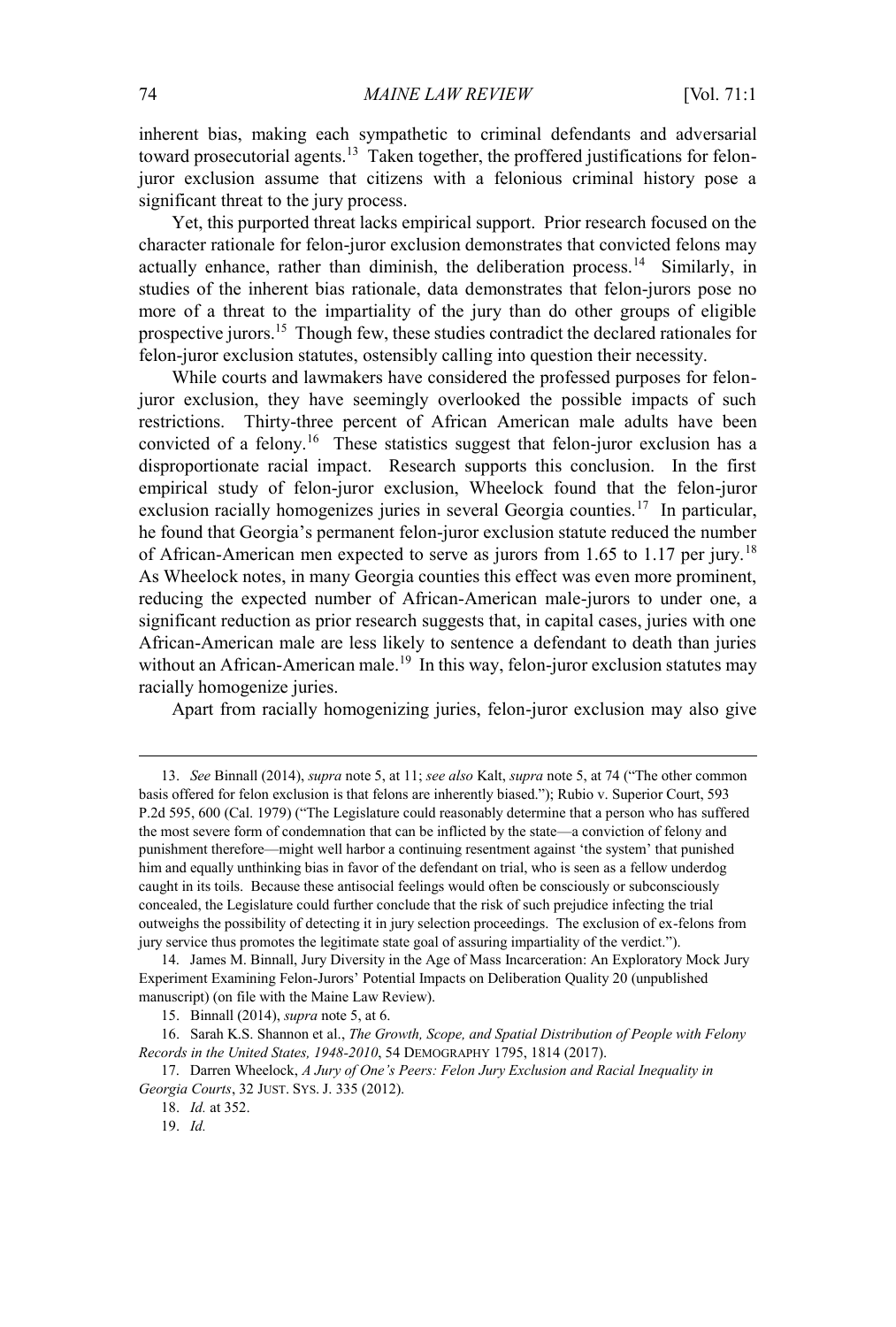inherent bias, making each sympathetic to criminal defendants and adversarial toward prosecutorial agents.[13] Taken together, the proffered justifications for felon-juror exclusion assume that citizens with a felonious criminal history pose a significant threat to the jury process.

Yet, this purported threat lacks empirical support. Prior research focused on the character rationale for felon-juror exclusion demonstrates that convicted felons may actually enhance, rather than diminish, the deliberation process.[14] Similarly, in studies of the inherent bias rationale, data demonstrates that felon-jurors pose no more of a threat to the impartiality of the jury than do other groups of eligible prospective jurors.[15] Though few, these studies contradict the declared rationales for felon-juror exclusion statutes, ostensibly calling into question their necessity.

While courts and lawmakers have considered the professed purposes for felon-juror exclusion, they have seemingly overlooked the possible impacts of such restrictions. Thirty-three percent of African American male adults have been convicted of a felony.[16] These statistics suggest that felon-juror exclusion has a disproportionate racial impact. Research supports this conclusion. In the first empirical study of felon-juror exclusion, Wheelock found that the felon-juror exclusion racially homogenizes juries in several Georgia counties.[17] In particular, he found that Georgia's permanent felon-juror exclusion statute reduced the number of African-American men expected to serve as jurors from 1.65 to 1.17 per jury.[18] As Wheelock notes, in many Georgia counties this effect was even more prominent, reducing the expected number of African-American male-jurors to under one, a significant reduction as prior research suggests that, in capital cases, juries with one African-American male are less likely to sentence a defendant to death than juries without an African-American male.[19] In this way, felon-juror exclusion statutes may racially homogenize juries.

Apart from racially homogenizing juries, felon-juror exclusion may also give

---

13. *See* Binnall (2014), *supra* note 5, at 11; *see also* Kalt, *supra* note 5, at 74 ("The other common basis offered for felon exclusion is that felons are inherently biased."); Rubio v. Superior Court, 593 P.2d 595, 600 (Cal. 1979) ("The Legislature could reasonably determine that a person who has suffered the most severe form of condemnation that can be inflicted by the state—a conviction of felony and punishment therefore—might well harbor a continuing resentment against 'the system' that punished him and equally unthinking bias in favor of the defendant on trial, who is seen as a fellow underdog caught in its toils. Because these antisocial feelings would often be consciously or subconsciously concealed, the Legislature could further conclude that the risk of such prejudice infecting the trial outweighs the possibility of detecting it in jury selection proceedings. The exclusion of ex-felons from jury service thus promotes the legitimate state goal of assuring impartiality of the verdict.").

14. James M. Binnall, Jury Diversity in the Age of Mass Incarceration: An Exploratory Mock Jury Experiment Examining Felon-Jurors' Potential Impacts on Deliberation Quality 20 (unpublished manuscript) (on file with the Maine Law Review).

15. Binnall (2014), *supra* note 5, at 6.

16. Sarah K.S. Shannon et al., *The Growth, Scope, and Spatial Distribution of People with Felony Records in the United States, 1948-2010*, 54 DEMOGRAPHY 1795, 1814 (2017).

17. Darren Wheelock, *A Jury of One's Peers: Felon Jury Exclusion and Racial Inequality in Georgia Courts*, 32 JUST. SYS. J. 335 (2012).

18. *Id.* at 352.

19. *Id.*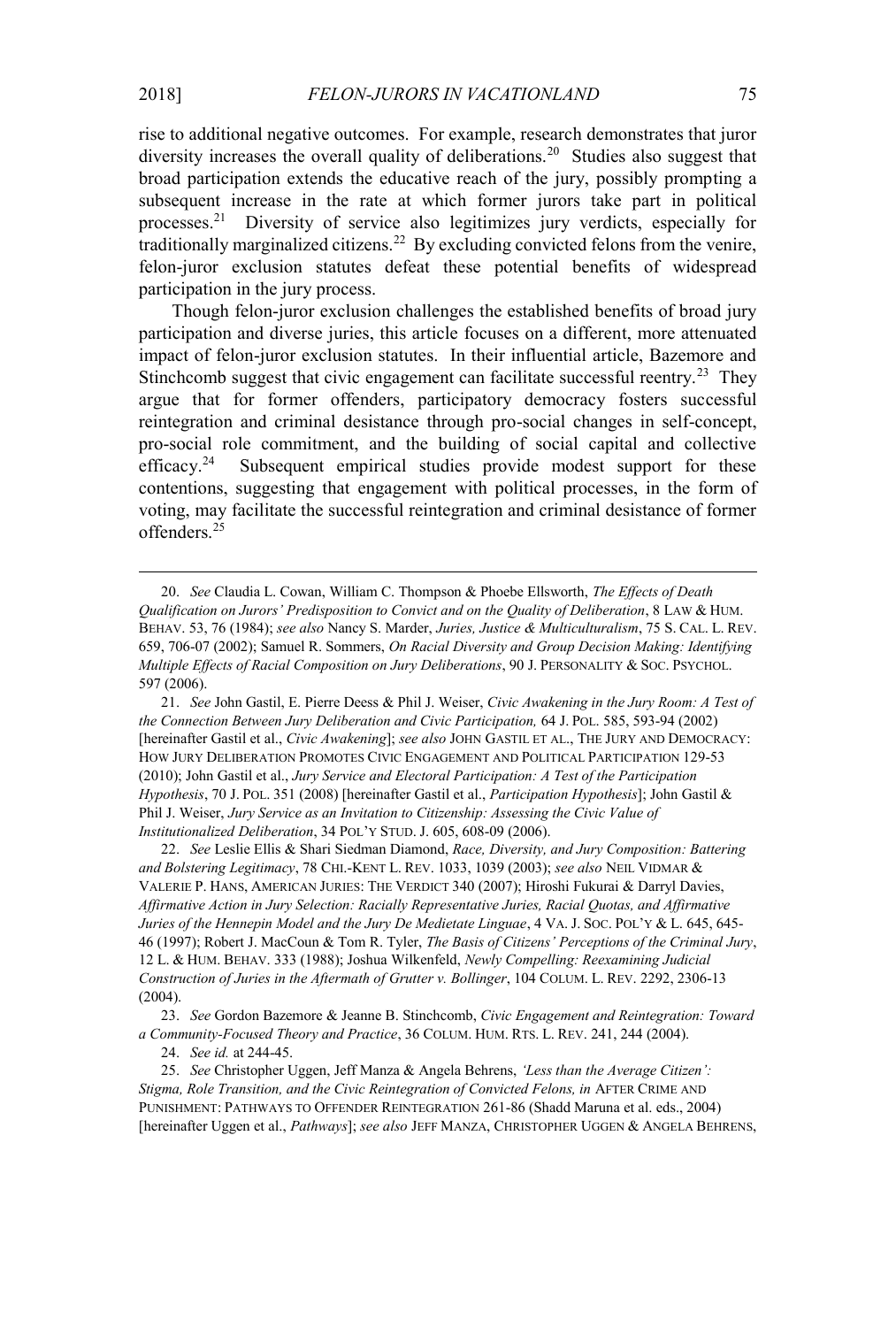rise to additional negative outcomes. For example, research demonstrates that juror diversity increases the overall quality of deliberations.[20] Studies also suggest that broad participation extends the educative reach of the jury, possibly prompting a subsequent increase in the rate at which former jurors take part in political processes.[21] Diversity of service also legitimizes jury verdicts, especially for traditionally marginalized citizens.[22] By excluding convicted felons from the venire, felon-juror exclusion statutes defeat these potential benefits of widespread participation in the jury process.

Though felon-juror exclusion challenges the established benefits of broad jury participation and diverse juries, this article focuses on a different, more attenuated impact of felon-juror exclusion statutes. In their influential article, Bazemore and Stinchcomb suggest that civic engagement can facilitate successful reentry.[23] They argue that for former offenders, participatory democracy fosters successful reintegration and criminal desistance through pro-social changes in self-concept, pro-social role commitment, and the building of social capital and collective efficacy.[24] Subsequent empirical studies provide modest support for these contentions, suggesting that engagement with political processes, in the form of voting, may facilitate the successful reintegration and criminal desistance of former offenders.[25]

---

20. *See* Claudia L. Cowan, William C. Thompson & Phoebe Ellsworth, *The Effects of Death Qualification on Jurors' Predisposition to Convict and on the Quality of Deliberation*, 8 LAW & HUM. BEHAV. 53, 76 (1984); *see also* Nancy S. Marder, *Juries, Justice & Multiculturalism*, 75 S. CAL. L. REV. 659, 706-07 (2002); Samuel R. Sommers, *On Racial Diversity and Group Decision Making: Identifying Multiple Effects of Racial Composition on Jury Deliberations*, 90 J. PERSONALITY & SOC. PSYCHOL. 597 (2006).

21. *See* John Gastil, E. Pierre Deess & Phil J. Weiser, *Civic Awakening in the Jury Room: A Test of the Connection Between Jury Deliberation and Civic Participation,* 64 J. POL. 585, 593-94 (2002) [hereinafter Gastil et al., *Civic Awakening*]; *see also* JOHN GASTIL ET AL., THE JURY AND DEMOCRACY: HOW JURY DELIBERATION PROMOTES CIVIC ENGAGEMENT AND POLITICAL PARTICIPATION 129-53 (2010); John Gastil et al., *Jury Service and Electoral Participation: A Test of the Participation Hypothesis*, 70 J. POL. 351 (2008) [hereinafter Gastil et al., *Participation Hypothesis*]; John Gastil & Phil J. Weiser, *Jury Service as an Invitation to Citizenship: Assessing the Civic Value of Institutionalized Deliberation*, 34 POL'Y STUD. J. 605, 608-09 (2006).

22. *See* Leslie Ellis & Shari Siedman Diamond, *Race, Diversity, and Jury Composition: Battering and Bolstering Legitimacy*, 78 CHI.-KENT L. REV. 1033, 1039 (2003); *see also* NEIL VIDMAR & VALERIE P. HANS, AMERICAN JURIES: THE VERDICT 340 (2007); Hiroshi Fukurai & Darryl Davies, *Affirmative Action in Jury Selection: Racially Representative Juries, Racial Quotas, and Affirmative Juries of the Hennepin Model and the Jury De Medietate Linguae*, 4 VA. J. SOC. POL'Y & L. 645, 645-46 (1997); Robert J. MacCoun & Tom R. Tyler, *The Basis of Citizens' Perceptions of the Criminal Jury*, 12 L. & HUM. BEHAV. 333 (1988); Joshua Wilkenfeld, *Newly Compelling: Reexamining Judicial Construction of Juries in the Aftermath of Grutter v. Bollinger*, 104 COLUM. L. REV. 2292, 2306-13 (2004).

23. *See* Gordon Bazemore & Jeanne B. Stinchcomb, *Civic Engagement and Reintegration: Toward a Community-Focused Theory and Practice*, 36 COLUM. HUM. RTS. L. REV. 241, 244 (2004).

24. *See id.* at 244-45.

25. *See* Christopher Uggen, Jeff Manza & Angela Behrens, *'Less than the Average Citizen': Stigma, Role Transition, and the Civic Reintegration of Convicted Felons, in* AFTER CRIME AND PUNISHMENT: PATHWAYS TO OFFENDER REINTEGRATION 261-86 (Shadd Maruna et al. eds., 2004) [hereinafter Uggen et al., *Pathways*]; *see also* JEFF MANZA, CHRISTOPHER UGGEN & ANGELA BEHRENS,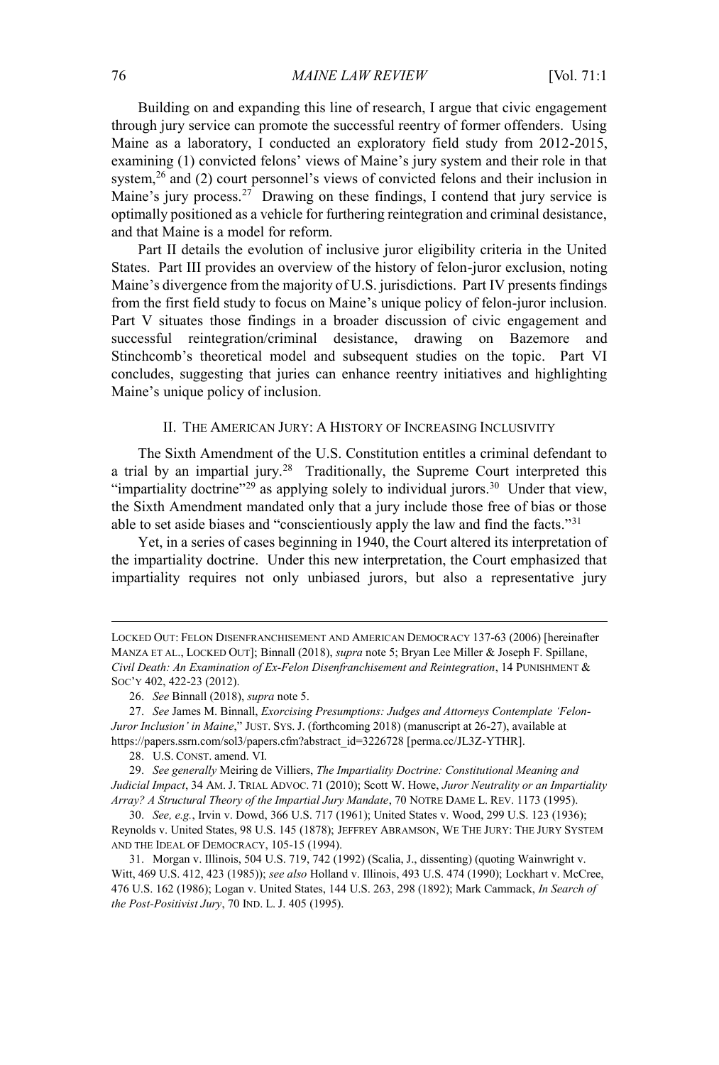Building on and expanding this line of research, I argue that civic engagement through jury service can promote the successful reentry of former offenders. Using Maine as a laboratory, I conducted an exploratory field study from 2012-2015, examining (1) convicted felons' views of Maine's jury system and their role in that system,[26] and (2) court personnel's views of convicted felons and their inclusion in Maine's jury process.[27] Drawing on these findings, I contend that jury service is optimally positioned as a vehicle for furthering reintegration and criminal desistance, and that Maine is a model for reform.

Part II details the evolution of inclusive juror eligibility criteria in the United States. Part III provides an overview of the history of felon-juror exclusion, noting Maine's divergence from the majority of U.S. jurisdictions. Part IV presents findings from the first field study to focus on Maine's unique policy of felon-juror inclusion. Part V situates those findings in a broader discussion of civic engagement and successful reintegration/criminal desistance, drawing on Bazemore and Stinchcomb's theoretical model and subsequent studies on the topic. Part VI concludes, suggesting that juries can enhance reentry initiatives and highlighting Maine's unique policy of inclusion.

## II. The American Jury: A History of Increasing Inclusivity

The Sixth Amendment of the U.S. Constitution entitles a criminal defendant to a trial by an impartial jury.[28] Traditionally, the Supreme Court interpreted this "impartiality doctrine"[29] as applying solely to individual jurors.[30] Under that view, the Sixth Amendment mandated only that a jury include those free of bias or those able to set aside biases and "conscientiously apply the law and find the facts."[31]

Yet, in a series of cases beginning in 1940, the Court altered its interpretation of the impartiality doctrine. Under this new interpretation, the Court emphasized that impartiality requires not only unbiased jurors, but also a representative jury

---

LOCKED OUT: FELON DISENFRANCHISEMENT AND AMERICAN DEMOCRACY 137-63 (2006) [hereinafter MANZA ET AL., LOCKED OUT]; Binnall (2018), *supra* note 5; Bryan Lee Miller & Joseph F. Spillane, *Civil Death: An Examination of Ex-Felon Disenfranchisement and Reintegration*, 14 PUNISHMENT & SOC'Y 402, 422-23 (2012).

26. *See* Binnall (2018), *supra* note 5.

27. *See* James M. Binnall, *Exorcising Presumptions: Judges and Attorneys Contemplate 'Felon-Juror Inclusion' in Maine*," JUST. SYS. J. (forthcoming 2018) (manuscript at 26-27), available at https://papers.ssrn.com/sol3/papers.cfm?abstract_id=3226728 [perma.cc/JL3Z-YTHR].

28. U.S. CONST. amend. VI.

29. *See generally* Meiring de Villiers, *The Impartiality Doctrine: Constitutional Meaning and Judicial Impact*, 34 AM. J. TRIAL ADVOC. 71 (2010); Scott W. Howe, *Juror Neutrality or an Impartiality Array? A Structural Theory of the Impartial Jury Mandate*, 70 NOTRE DAME L. REV. 1173 (1995).

30. *See, e.g.*, Irvin v. Dowd, 366 U.S. 717 (1961); United States v. Wood, 299 U.S. 123 (1936); Reynolds v. United States, 98 U.S. 145 (1878); JEFFREY ABRAMSON, WE THE JURY: THE JURY SYSTEM AND THE IDEAL OF DEMOCRACY, 105-15 (1994).

31. Morgan v. Illinois, 504 U.S. 719, 742 (1992) (Scalia, J., dissenting) (quoting Wainwright v. Witt, 469 U.S. 412, 423 (1985)); *see also* Holland v. Illinois, 493 U.S. 474 (1990); Lockhart v. McCree, 476 U.S. 162 (1986); Logan v. United States, 144 U.S. 263, 298 (1892); Mark Cammack, *In Search of the Post-Positivist Jury*, 70 IND. L. J. 405 (1995).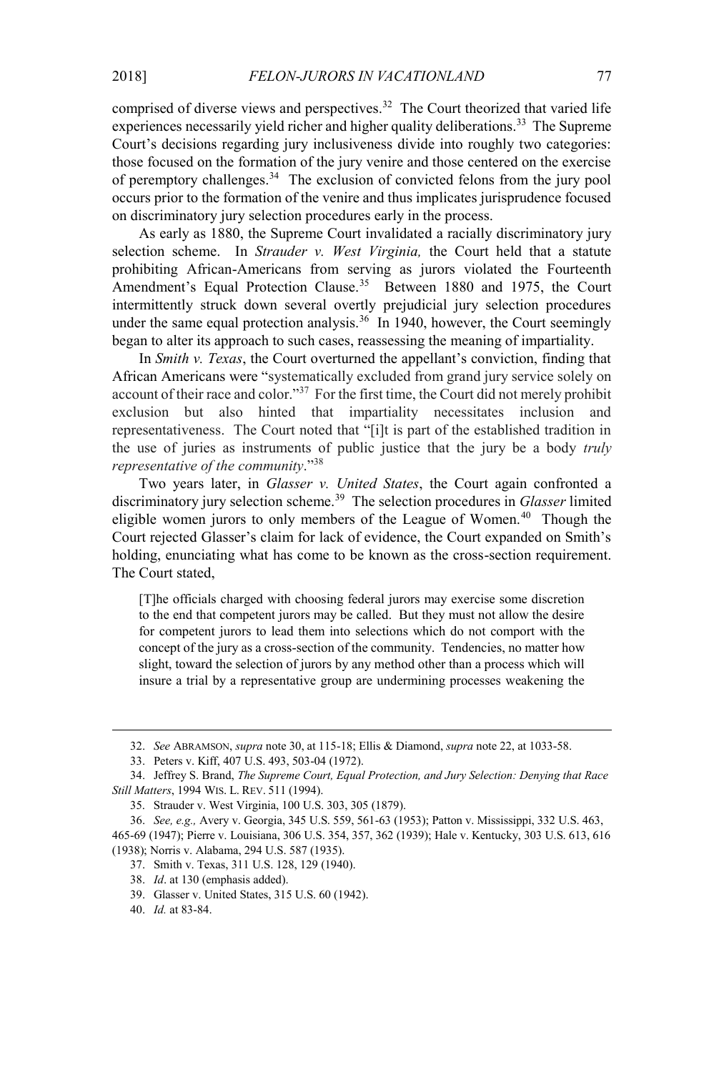comprised of diverse views and perspectives.[32] The Court theorized that varied life experiences necessarily yield richer and higher quality deliberations.[33] The Supreme Court's decisions regarding jury inclusiveness divide into roughly two categories: those focused on the formation of the jury venire and those centered on the exercise of peremptory challenges.[34] The exclusion of convicted felons from the jury pool occurs prior to the formation of the venire and thus implicates jurisprudence focused on discriminatory jury selection procedures early in the process.

As early as 1880, the Supreme Court invalidated a racially discriminatory jury selection scheme. In *Strauder v. West Virginia,* the Court held that a statute prohibiting African-Americans from serving as jurors violated the Fourteenth Amendment's Equal Protection Clause.[35] Between 1880 and 1975, the Court intermittently struck down several overtly prejudicial jury selection procedures under the same equal protection analysis.[36] In 1940, however, the Court seemingly began to alter its approach to such cases, reassessing the meaning of impartiality.

In *Smith v. Texas*, the Court overturned the appellant's conviction, finding that African Americans were "systematically excluded from grand jury service solely on account of their race and color."[37] For the first time, the Court did not merely prohibit exclusion but also hinted that impartiality necessitates inclusion and representativeness. The Court noted that "[i]t is part of the established tradition in the use of juries as instruments of public justice that the jury be a body *truly representative of the community*."[38]

Two years later, in *Glasser v. United States*, the Court again confronted a discriminatory jury selection scheme.[39] The selection procedures in *Glasser* limited eligible women jurors to only members of the League of Women.[40] Though the Court rejected Glasser's claim for lack of evidence, the Court expanded on Smith's holding, enunciating what has come to be known as the cross-section requirement. The Court stated,

> [T]he officials charged with choosing federal jurors may exercise some discretion to the end that competent jurors may be called. But they must not allow the desire for competent jurors to lead them into selections which do not comport with the concept of the jury as a cross-section of the community. Tendencies, no matter how slight, toward the selection of jurors by any method other than a process which will insure a trial by a representative group are undermining processes weakening the

---

32. *See* ABRAMSON, *supra* note 30, at 115-18; Ellis & Diamond, *supra* note 22, at 1033-58.

33. Peters v. Kiff, 407 U.S. 493, 503-04 (1972).

34. Jeffrey S. Brand, *The Supreme Court, Equal Protection, and Jury Selection: Denying that Race Still Matters*, 1994 WIS. L. REV. 511 (1994).

35. Strauder v. West Virginia, 100 U.S. 303, 305 (1879).

36. *See, e.g.,* Avery v. Georgia, 345 U.S. 559, 561-63 (1953); Patton v. Mississippi, 332 U.S. 463, 465-69 (1947); Pierre v. Louisiana, 306 U.S. 354, 357, 362 (1939); Hale v. Kentucky, 303 U.S. 613, 616 (1938); Norris v. Alabama, 294 U.S. 587 (1935).

37. Smith v. Texas, 311 U.S. 128, 129 (1940).

38. *Id*. at 130 (emphasis added).

39. Glasser v. United States, 315 U.S. 60 (1942).

40. *Id.* at 83-84.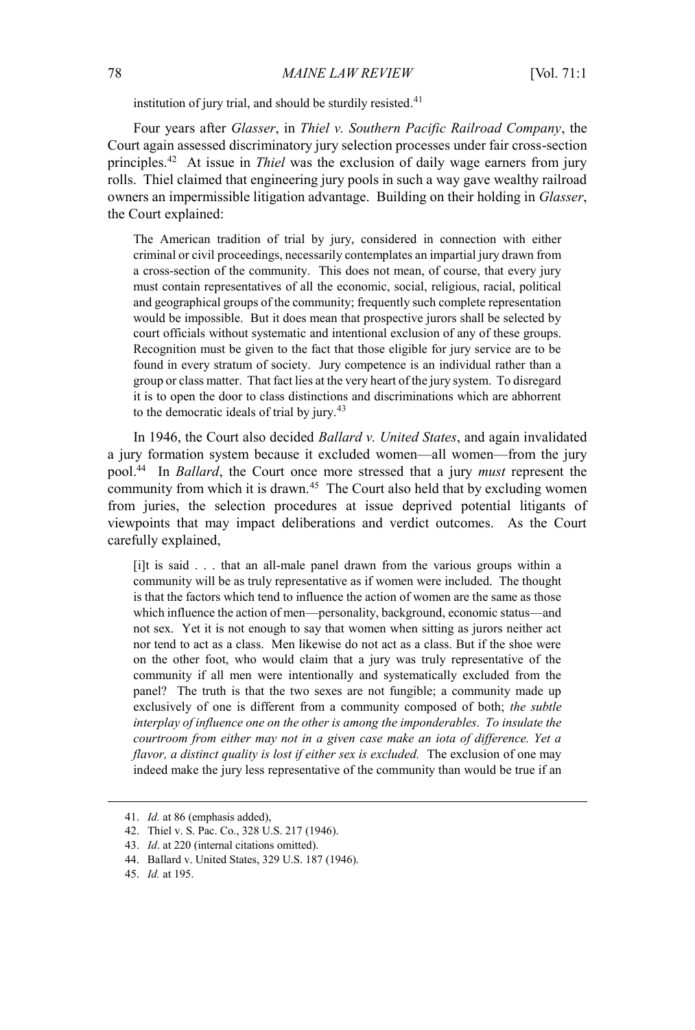institution of jury trial, and should be sturdily resisted.[41]

Four years after *Glasser*, in *Thiel v. Southern Pacific Railroad Company*, the Court again assessed discriminatory jury selection processes under fair cross-section principles.[42] At issue in *Thiel* was the exclusion of daily wage earners from jury rolls. Thiel claimed that engineering jury pools in such a way gave wealthy railroad owners an impermissible litigation advantage. Building on their holding in *Glasser*, the Court explained:

> The American tradition of trial by jury, considered in connection with either criminal or civil proceedings, necessarily contemplates an impartial jury drawn from a cross-section of the community. This does not mean, of course, that every jury must contain representatives of all the economic, social, religious, racial, political and geographical groups of the community; frequently such complete representation would be impossible. But it does mean that prospective jurors shall be selected by court officials without systematic and intentional exclusion of any of these groups. Recognition must be given to the fact that those eligible for jury service are to be found in every stratum of society. Jury competence is an individual rather than a group or class matter. That fact lies at the very heart of the jury system. To disregard it is to open the door to class distinctions and discriminations which are abhorrent to the democratic ideals of trial by jury.[43]

In 1946, the Court also decided *Ballard v. United States*, and again invalidated a jury formation system because it excluded women—all women—from the jury pool.[44] In *Ballard*, the Court once more stressed that a jury *must* represent the community from which it is drawn.[45] The Court also held that by excluding women from juries, the selection procedures at issue deprived potential litigants of viewpoints that may impact deliberations and verdict outcomes. As the Court carefully explained,

> [i]t is said . . . that an all-male panel drawn from the various groups within a community will be as truly representative as if women were included. The thought is that the factors which tend to influence the action of women are the same as those which influence the action of men—personality, background, economic status—and not sex. Yet it is not enough to say that women when sitting as jurors neither act nor tend to act as a class. Men likewise do not act as a class. But if the shoe were on the other foot, who would claim that a jury was truly representative of the community if all men were intentionally and systematically excluded from the panel? The truth is that the two sexes are not fungible; a community made up exclusively of one is different from a community composed of both; *the subtle interplay of influence one on the other is among the imponderables*. *To insulate the courtroom from either may not in a given case make an iota of difference. Yet a flavor, a distinct quality is lost if either sex is excluded.* The exclusion of one may indeed make the jury less representative of the community than would be true if an

---

41. *Id.* at 86 (emphasis added),
42. Thiel v. S. Pac. Co., 328 U.S. 217 (1946).
43. *Id*. at 220 (internal citations omitted).
44. Ballard v. United States, 329 U.S. 187 (1946).
45. *Id.* at 195.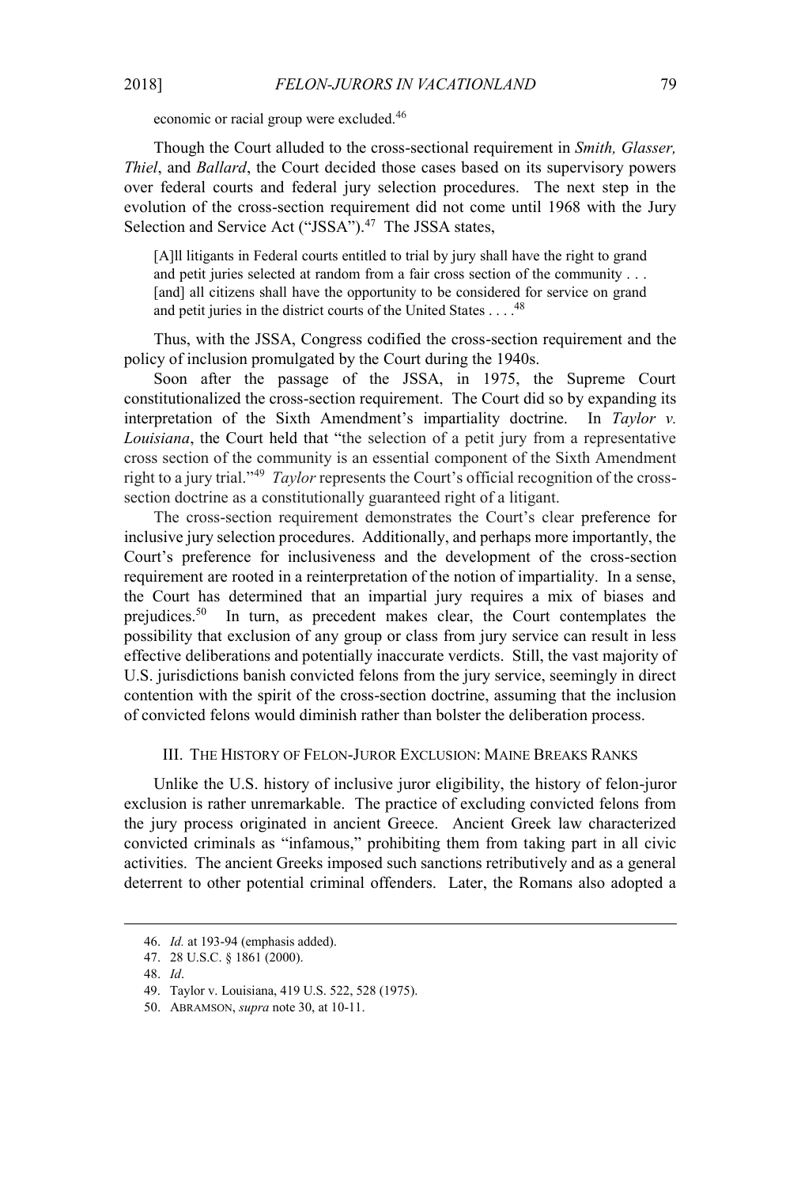economic or racial group were excluded.[46]

Though the Court alluded to the cross-sectional requirement in *Smith, Glasser, Thiel*, and *Ballard*, the Court decided those cases based on its supervisory powers over federal courts and federal jury selection procedures. The next step in the evolution of the cross-section requirement did not come until 1968 with the Jury Selection and Service Act ("JSSA").[47] The JSSA states,

> [A]ll litigants in Federal courts entitled to trial by jury shall have the right to grand and petit juries selected at random from a fair cross section of the community . . . [and] all citizens shall have the opportunity to be considered for service on grand and petit juries in the district courts of the United States . . . .[48]

Thus, with the JSSA, Congress codified the cross-section requirement and the policy of inclusion promulgated by the Court during the 1940s.

Soon after the passage of the JSSA, in 1975, the Supreme Court constitutionalized the cross-section requirement. The Court did so by expanding its interpretation of the Sixth Amendment's impartiality doctrine. In *Taylor v. Louisiana*, the Court held that "the selection of a petit jury from a representative cross section of the community is an essential component of the Sixth Amendment right to a jury trial."[49] *Taylor* represents the Court's official recognition of the cross-section doctrine as a constitutionally guaranteed right of a litigant.

The cross-section requirement demonstrates the Court's clear preference for inclusive jury selection procedures. Additionally, and perhaps more importantly, the Court's preference for inclusiveness and the development of the cross-section requirement are rooted in a reinterpretation of the notion of impartiality. In a sense, the Court has determined that an impartial jury requires a mix of biases and prejudices.[50] In turn, as precedent makes clear, the Court contemplates the possibility that exclusion of any group or class from jury service can result in less effective deliberations and potentially inaccurate verdicts. Still, the vast majority of U.S. jurisdictions banish convicted felons from the jury service, seemingly in direct contention with the spirit of the cross-section doctrine, assuming that the inclusion of convicted felons would diminish rather than bolster the deliberation process.

## III. THE HISTORY OF FELON-JUROR EXCLUSION: MAINE BREAKS RANKS

Unlike the U.S. history of inclusive juror eligibility, the history of felon-juror exclusion is rather unremarkable. The practice of excluding convicted felons from the jury process originated in ancient Greece. Ancient Greek law characterized convicted criminals as "infamous," prohibiting them from taking part in all civic activities. The ancient Greeks imposed such sanctions retributively and as a general deterrent to other potential criminal offenders. Later, the Romans also adopted a

---

46. *Id.* at 193-94 (emphasis added).

47. 28 U.S.C. § 1861 (2000).

48. *Id*.

49. Taylor v. Louisiana, 419 U.S. 522, 528 (1975).

50. ABRAMSON, *supra* note 30, at 10-11.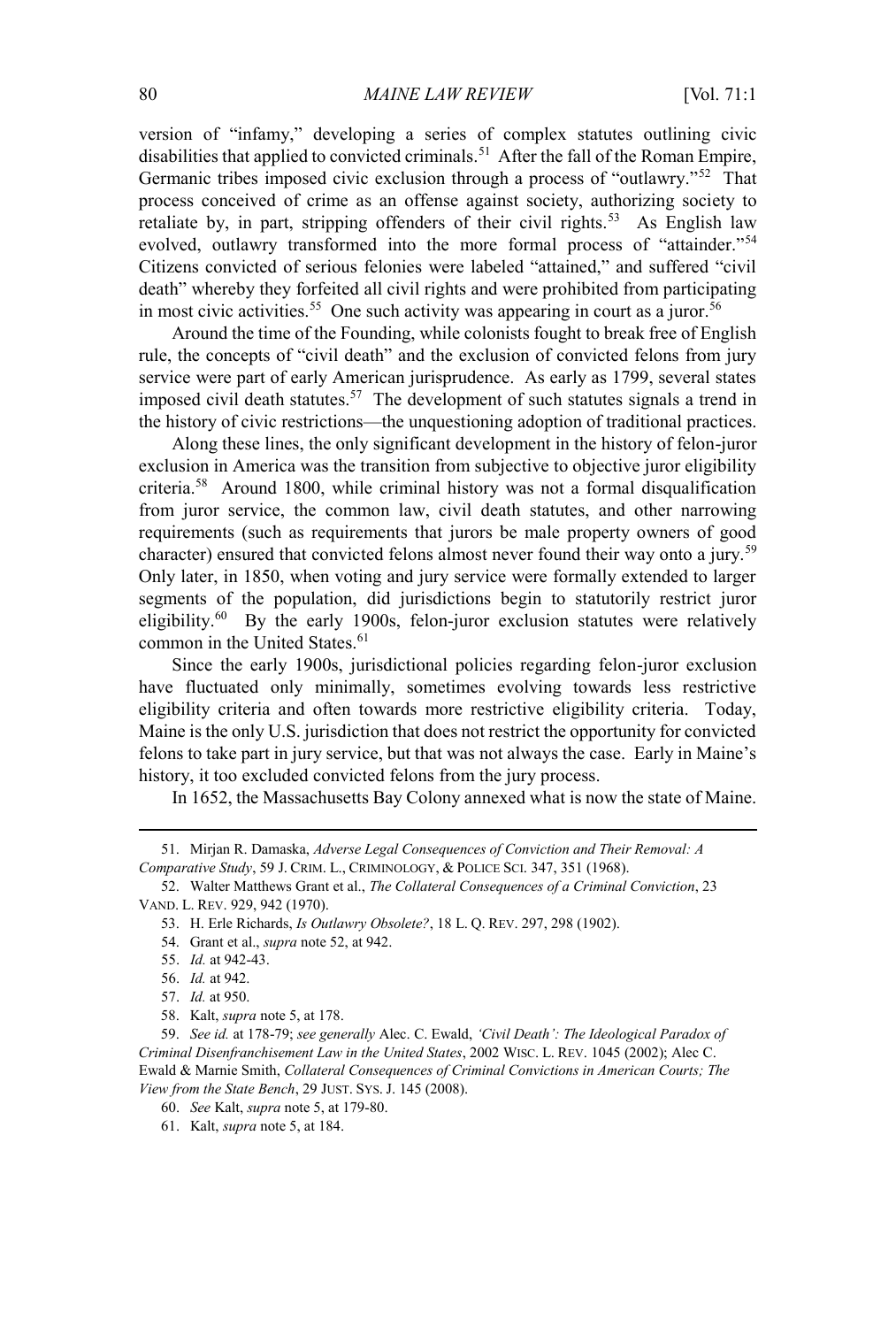version of "infamy," developing a series of complex statutes outlining civic disabilities that applied to convicted criminals.[51] After the fall of the Roman Empire, Germanic tribes imposed civic exclusion through a process of "outlawry."[52] That process conceived of crime as an offense against society, authorizing society to retaliate by, in part, stripping offenders of their civil rights.[53] As English law evolved, outlawry transformed into the more formal process of "attainder."[54] Citizens convicted of serious felonies were labeled "attained," and suffered "civil death" whereby they forfeited all civil rights and were prohibited from participating in most civic activities.[55] One such activity was appearing in court as a juror.[56]

Around the time of the Founding, while colonists fought to break free of English rule, the concepts of "civil death" and the exclusion of convicted felons from jury service were part of early American jurisprudence. As early as 1799, several states imposed civil death statutes.[57] The development of such statutes signals a trend in the history of civic restrictions—the unquestioning adoption of traditional practices.

Along these lines, the only significant development in the history of felon-juror exclusion in America was the transition from subjective to objective juror eligibility criteria.[58] Around 1800, while criminal history was not a formal disqualification from juror service, the common law, civil death statutes, and other narrowing requirements (such as requirements that jurors be male property owners of good character) ensured that convicted felons almost never found their way onto a jury.[59] Only later, in 1850, when voting and jury service were formally extended to larger segments of the population, did jurisdictions begin to statutorily restrict juror eligibility.[60] By the early 1900s, felon-juror exclusion statutes were relatively common in the United States.[61]

Since the early 1900s, jurisdictional policies regarding felon-juror exclusion have fluctuated only minimally, sometimes evolving towards less restrictive eligibility criteria and often towards more restrictive eligibility criteria. Today, Maine is the only U.S. jurisdiction that does not restrict the opportunity for convicted felons to take part in jury service, but that was not always the case. Early in Maine's history, it too excluded convicted felons from the jury process.

In 1652, the Massachusetts Bay Colony annexed what is now the state of Maine.

---

51. Mirjan R. Damaska, *Adverse Legal Consequences of Conviction and Their Removal: A Comparative Study*, 59 J. CRIM. L., CRIMINOLOGY, & POLICE SCI. 347, 351 (1968).

52. Walter Matthews Grant et al., *The Collateral Consequences of a Criminal Conviction*, 23 VAND. L. REV. 929, 942 (1970).

53. H. Erle Richards, *Is Outlawry Obsolete?*, 18 L. Q. REV. 297, 298 (1902).

54. Grant et al., *supra* note 52, at 942.

55. *Id.* at 942-43.

56. *Id.* at 942.

57. *Id.* at 950.

58. Kalt, *supra* note 5, at 178.

59. *See id.* at 178-79; *see generally* Alec. C. Ewald, *'Civil Death': The Ideological Paradox of Criminal Disenfranchisement Law in the United States*, 2002 WISC. L. REV. 1045 (2002); Alec C. Ewald & Marnie Smith, *Collateral Consequences of Criminal Convictions in American Courts; The View from the State Bench*, 29 JUST. SYS. J. 145 (2008).

60. *See* Kalt, *supra* note 5, at 179-80.

61. Kalt, *supra* note 5, at 184.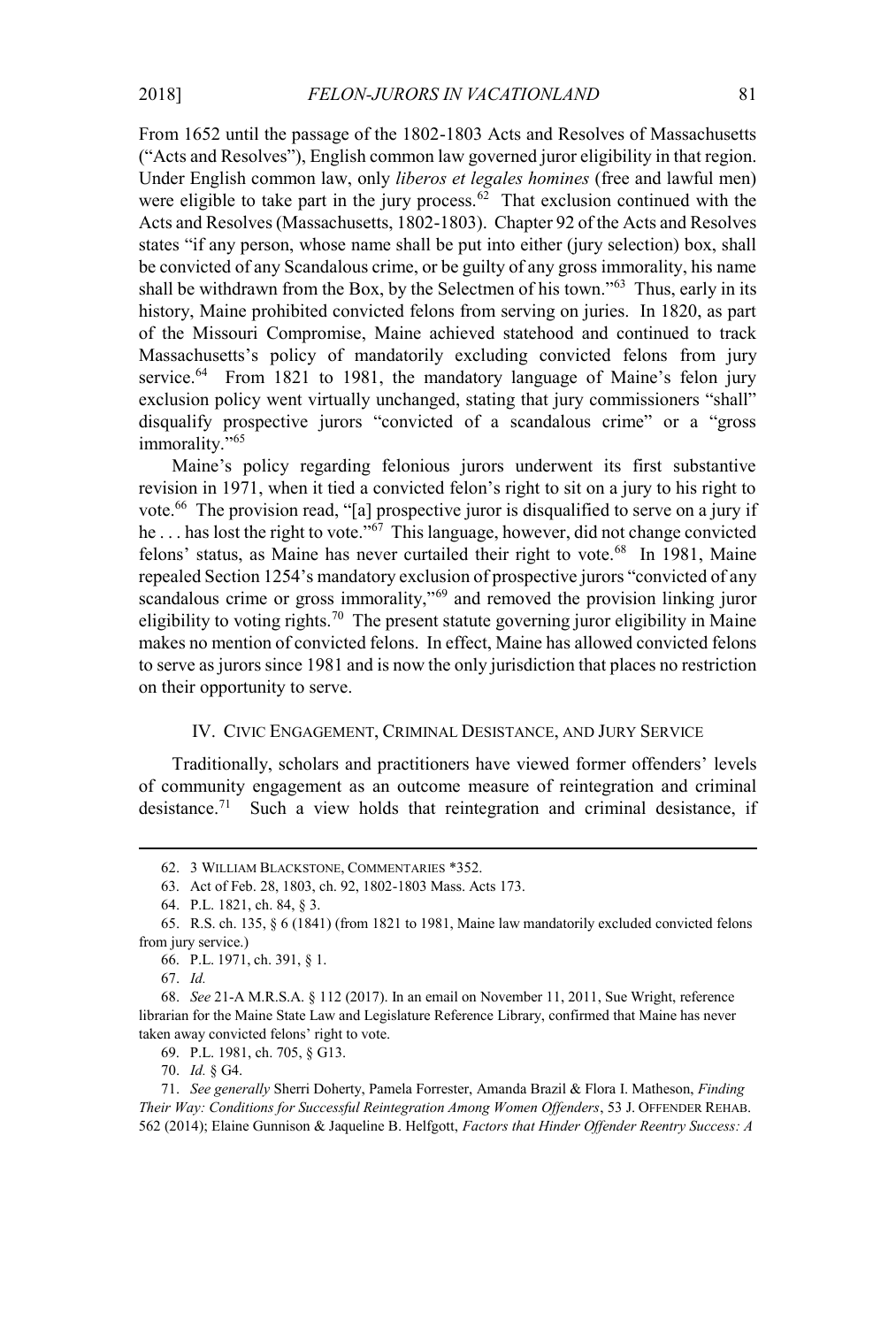From 1652 until the passage of the 1802-1803 Acts and Resolves of Massachusetts ("Acts and Resolves"), English common law governed juror eligibility in that region. Under English common law, only *liberos et legales homines* (free and lawful men) were eligible to take part in the jury process.[62] That exclusion continued with the Acts and Resolves (Massachusetts, 1802-1803). Chapter 92 of the Acts and Resolves states "if any person, whose name shall be put into either (jury selection) box, shall be convicted of any Scandalous crime, or be guilty of any gross immorality, his name shall be withdrawn from the Box, by the Selectmen of his town."[63] Thus, early in its history, Maine prohibited convicted felons from serving on juries. In 1820, as part of the Missouri Compromise, Maine achieved statehood and continued to track Massachusetts's policy of mandatorily excluding convicted felons from jury service.[64] From 1821 to 1981, the mandatory language of Maine's felon jury exclusion policy went virtually unchanged, stating that jury commissioners "shall" disqualify prospective jurors "convicted of a scandalous crime" or a "gross immorality."[65]

Maine's policy regarding felonious jurors underwent its first substantive revision in 1971, when it tied a convicted felon's right to sit on a jury to his right to vote.[66] The provision read, "[a] prospective juror is disqualified to serve on a jury if he . . . has lost the right to vote."[67] This language, however, did not change convicted felons' status, as Maine has never curtailed their right to vote.[68] In 1981, Maine repealed Section 1254's mandatory exclusion of prospective jurors "convicted of any scandalous crime or gross immorality,"[69] and removed the provision linking juror eligibility to voting rights.[70] The present statute governing juror eligibility in Maine makes no mention of convicted felons. In effect, Maine has allowed convicted felons to serve as jurors since 1981 and is now the only jurisdiction that places no restriction on their opportunity to serve.

## IV. Civic Engagement, Criminal Desistance, and Jury Service

Traditionally, scholars and practitioners have viewed former offenders' levels of community engagement as an outcome measure of reintegration and criminal desistance.[71] Such a view holds that reintegration and criminal desistance, if

---

62. 3 William Blackstone, Commentaries *352.

63. Act of Feb. 28, 1803, ch. 92, 1802-1803 Mass. Acts 173.

64. P.L. 1821, ch. 84, § 3.

65. R.S. ch. 135, § 6 (1841) (from 1821 to 1981, Maine law mandatorily excluded convicted felons from jury service.)

66. P.L. 1971, ch. 391, § 1.

67. *Id.*

68. *See* 21-A M.R.S.A. § 112 (2017). In an email on November 11, 2011, Sue Wright, reference librarian for the Maine State Law and Legislature Reference Library, confirmed that Maine has never taken away convicted felons' right to vote.

69. P.L. 1981, ch. 705, § G13.

70. *Id.* § G4.

71. *See generally* Sherri Doherty, Pamela Forrester, Amanda Brazil & Flora I. Matheson, *Finding Their Way: Conditions for Successful Reintegration Among Women Offenders*, 53 J. Offender Rehab. 562 (2014); Elaine Gunnison & Jaqueline B. Helfgott, *Factors that Hinder Offender Reentry Success: A*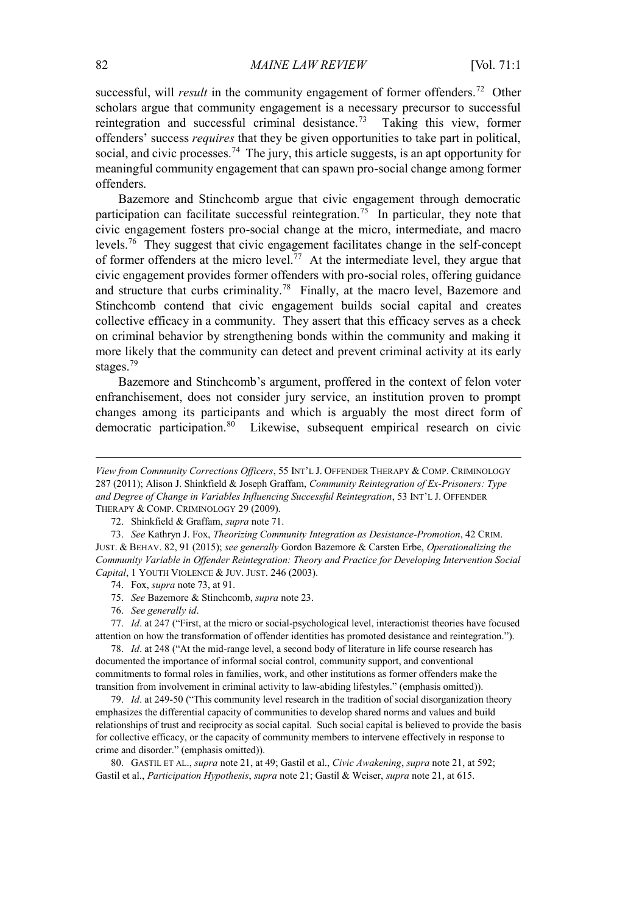successful, will *result* in the community engagement of former offenders.[72] Other scholars argue that community engagement is a necessary precursor to successful reintegration and successful criminal desistance.[73] Taking this view, former offenders' success *requires* that they be given opportunities to take part in political, social, and civic processes.[74] The jury, this article suggests, is an apt opportunity for meaningful community engagement that can spawn pro-social change among former offenders.

Bazemore and Stinchcomb argue that civic engagement through democratic participation can facilitate successful reintegration.[75] In particular, they note that civic engagement fosters pro-social change at the micro, intermediate, and macro levels.[76] They suggest that civic engagement facilitates change in the self-concept of former offenders at the micro level.[77] At the intermediate level, they argue that civic engagement provides former offenders with pro-social roles, offering guidance and structure that curbs criminality.[78] Finally, at the macro level, Bazemore and Stinchcomb contend that civic engagement builds social capital and creates collective efficacy in a community. They assert that this efficacy serves as a check on criminal behavior by strengthening bonds within the community and making it more likely that the community can detect and prevent criminal activity at its early stages.[79]

Bazemore and Stinchcomb's argument, proffered in the context of felon voter enfranchisement, does not consider jury service, an institution proven to prompt changes among its participants and which is arguably the most direct form of democratic participation.[80] Likewise, subsequent empirical research on civic

---

*View from Community Corrections Officers*, 55 INT'L J. OFFENDER THERAPY & COMP. CRIMINOLOGY 287 (2011); Alison J. Shinkfield & Joseph Graffam, *Community Reintegration of Ex-Prisoners: Type and Degree of Change in Variables Influencing Successful Reintegration*, 53 INT'L J. OFFENDER THERAPY & COMP. CRIMINOLOGY 29 (2009).

72. Shinkfield & Graffam, *supra* note 71.

73. *See* Kathryn J. Fox, *Theorizing Community Integration as Desistance-Promotion*, 42 CRIM. JUST. & BEHAV. 82, 91 (2015); *see generally* Gordon Bazemore & Carsten Erbe, *Operationalizing the Community Variable in Offender Reintegration: Theory and Practice for Developing Intervention Social Capital*, 1 YOUTH VIOLENCE & JUV. JUST. 246 (2003).

74. Fox, *supra* note 73, at 91.

75. *See* Bazemore & Stinchcomb, *supra* note 23.

76. *See generally id*.

77. *Id*. at 247 ("First, at the micro or social-psychological level, interactionist theories have focused attention on how the transformation of offender identities has promoted desistance and reintegration.").

78. *Id*. at 248 ("At the mid-range level, a second body of literature in life course research has documented the importance of informal social control, community support, and conventional commitments to formal roles in families, work, and other institutions as former offenders make the transition from involvement in criminal activity to law-abiding lifestyles." (emphasis omitted)).

79. *Id*. at 249-50 ("This community level research in the tradition of social disorganization theory emphasizes the differential capacity of communities to develop shared norms and values and build relationships of trust and reciprocity as social capital. Such social capital is believed to provide the basis for collective efficacy, or the capacity of community members to intervene effectively in response to crime and disorder." (emphasis omitted)).

80. GASTIL ET AL., *supra* note 21, at 49; Gastil et al., *Civic Awakening*, *supra* note 21, at 592; Gastil et al., *Participation Hypothesis*, *supra* note 21; Gastil & Weiser, *supra* note 21, at 615.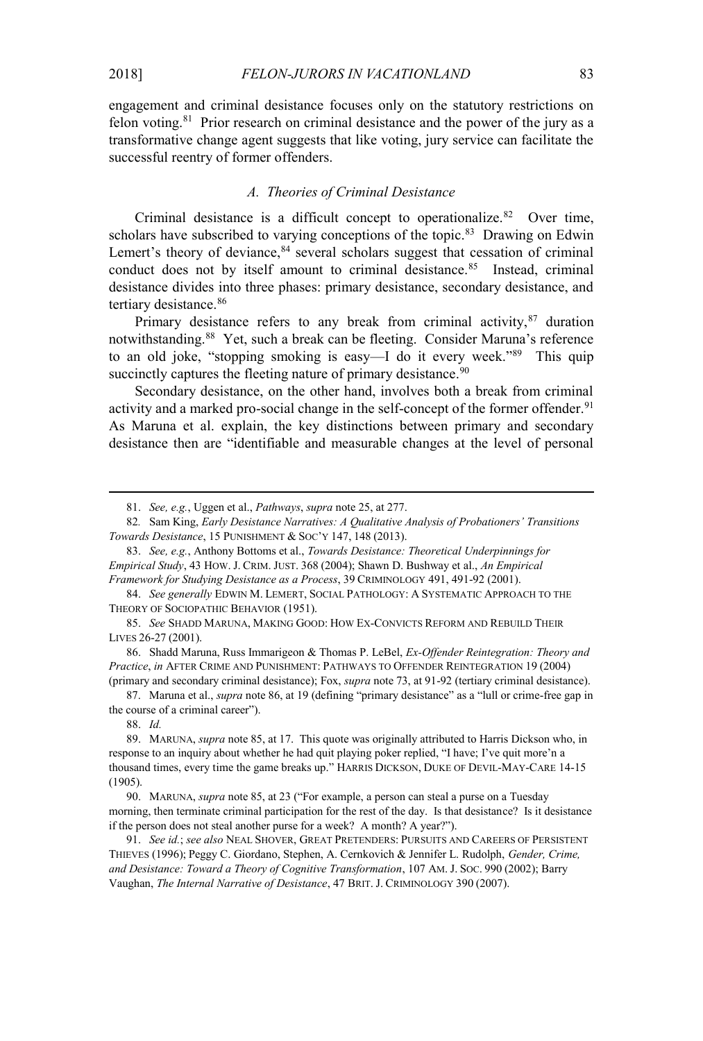engagement and criminal desistance focuses only on the statutory restrictions on felon voting.[81] Prior research on criminal desistance and the power of the jury as a transformative change agent suggests that like voting, jury service can facilitate the successful reentry of former offenders.

### *A. Theories of Criminal Desistance*

Criminal desistance is a difficult concept to operationalize.[82] Over time, scholars have subscribed to varying conceptions of the topic.[83] Drawing on Edwin Lemert's theory of deviance,[84] several scholars suggest that cessation of criminal conduct does not by itself amount to criminal desistance.[85] Instead, criminal desistance divides into three phases: primary desistance, secondary desistance, and tertiary desistance.[86]

Primary desistance refers to any break from criminal activity,[87] duration notwithstanding.[88] Yet, such a break can be fleeting. Consider Maruna's reference to an old joke, "stopping smoking is easy—I do it every week."[89] This quip succinctly captures the fleeting nature of primary desistance.[90]

Secondary desistance, on the other hand, involves both a break from criminal activity and a marked pro-social change in the self-concept of the former offender.[91] As Maruna et al. explain, the key distinctions between primary and secondary desistance then are "identifiable and measurable changes at the level of personal

---

81. *See, e.g.*, Uggen et al., *Pathways*, *supra* note 25, at 277.

82. Sam King, *Early Desistance Narratives: A Qualitative Analysis of Probationers' Transitions Towards Desistance*, 15 PUNISHMENT & SOC'Y 147, 148 (2013).

83. *See, e.g.*, Anthony Bottoms et al., *Towards Desistance: Theoretical Underpinnings for Empirical Study*, 43 HOW. J. CRIM. JUST. 368 (2004); Shawn D. Bushway et al., *An Empirical Framework for Studying Desistance as a Process*, 39 CRIMINOLOGY 491, 491-92 (2001).

84. *See generally* EDWIN M. LEMERT, SOCIAL PATHOLOGY: A SYSTEMATIC APPROACH TO THE THEORY OF SOCIOPATHIC BEHAVIOR (1951).

85. *See* SHADD MARUNA, MAKING GOOD: HOW EX-CONVICTS REFORM AND REBUILD THEIR LIVES 26-27 (2001).

86. Shadd Maruna, Russ Immarigeon & Thomas P. LeBel, *Ex-Offender Reintegration: Theory and Practice*, *in* AFTER CRIME AND PUNISHMENT: PATHWAYS TO OFFENDER REINTEGRATION 19 (2004) (primary and secondary criminal desistance); Fox, *supra* note 73, at 91-92 (tertiary criminal desistance).

87. Maruna et al., *supra* note 86, at 19 (defining "primary desistance" as a "lull or crime-free gap in the course of a criminal career").

88. *Id.*

89. MARUNA, *supra* note 85, at 17. This quote was originally attributed to Harris Dickson who, in response to an inquiry about whether he had quit playing poker replied, "I have; I've quit more'n a thousand times, every time the game breaks up." HARRIS DICKSON, DUKE OF DEVIL-MAY-CARE 14-15 (1905).

90. MARUNA, *supra* note 85, at 23 ("For example, a person can steal a purse on a Tuesday morning, then terminate criminal participation for the rest of the day. Is that desistance? Is it desistance if the person does not steal another purse for a week? A month? A year?").

91. *See id.*; *see also* NEAL SHOVER, GREAT PRETENDERS: PURSUITS AND CAREERS OF PERSISTENT THIEVES (1996); Peggy C. Giordano, Stephen, A. Cernkovich & Jennifer L. Rudolph, *Gender, Crime, and Desistance: Toward a Theory of Cognitive Transformation*, 107 AM. J. SOC. 990 (2002); Barry Vaughan, *The Internal Narrative of Desistance*, 47 BRIT. J. CRIMINOLOGY 390 (2007).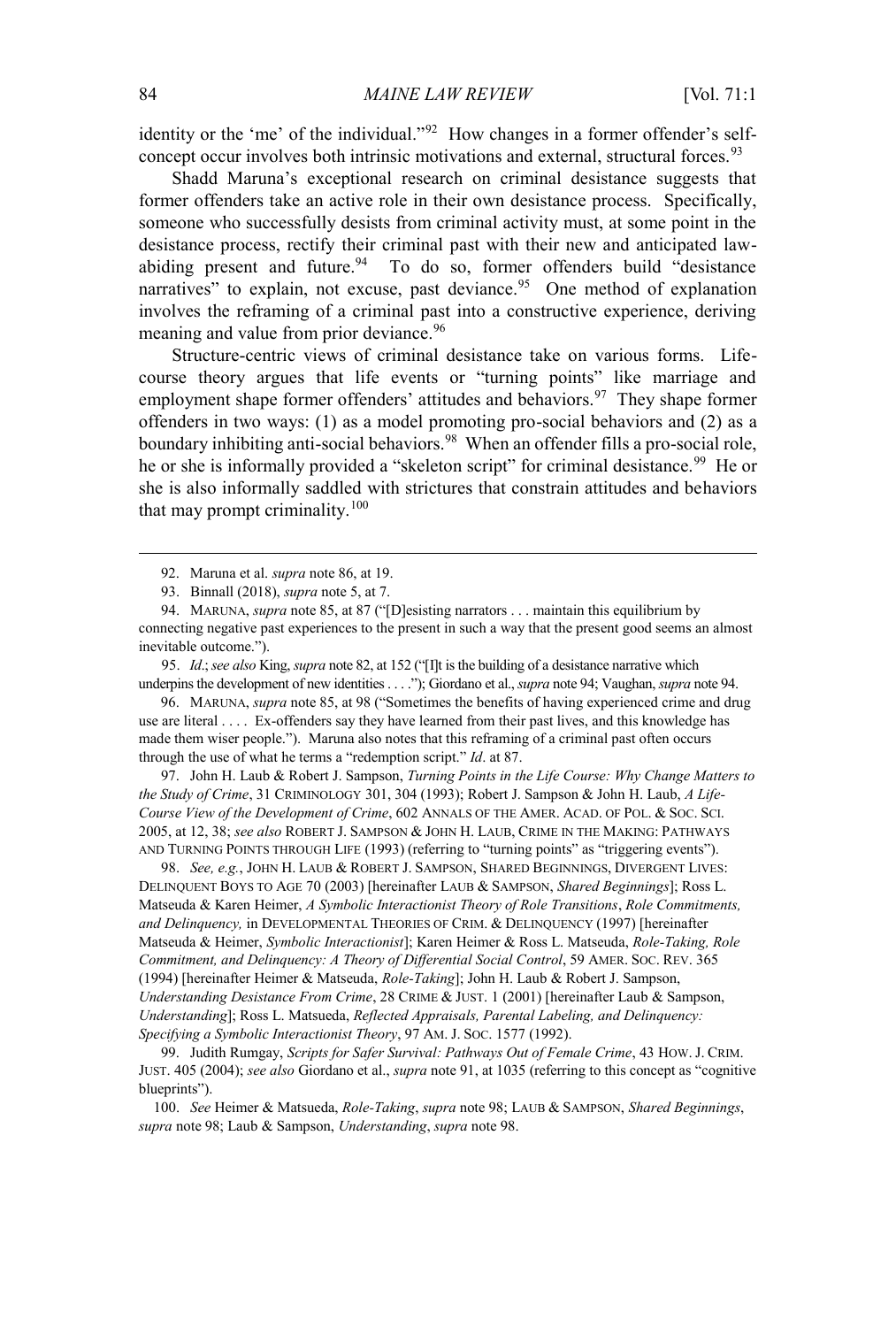identity or the 'me' of the individual."[92] How changes in a former offender's self-concept occur involves both intrinsic motivations and external, structural forces.[93]

Shadd Maruna's exceptional research on criminal desistance suggests that former offenders take an active role in their own desistance process. Specifically, someone who successfully desists from criminal activity must, at some point in the desistance process, rectify their criminal past with their new and anticipated law-abiding present and future.[94] To do so, former offenders build "desistance narratives" to explain, not excuse, past deviance.[95] One method of explanation involves the reframing of a criminal past into a constructive experience, deriving meaning and value from prior deviance.[96]

Structure-centric views of criminal desistance take on various forms. Life-course theory argues that life events or "turning points" like marriage and employment shape former offenders' attitudes and behaviors.[97] They shape former offenders in two ways: (1) as a model promoting pro-social behaviors and (2) as a boundary inhibiting anti-social behaviors.[98] When an offender fills a pro-social role, he or she is informally provided a "skeleton script" for criminal desistance.[99] He or she is also informally saddled with strictures that constrain attitudes and behaviors that may prompt criminality.[100]

---

92. Maruna et al. *supra* note 86, at 19.

93. Binnall (2018), *supra* note 5, at 7.

94. MARUNA, *supra* note 85, at 87 ("[D]esisting narrators . . . maintain this equilibrium by connecting negative past experiences to the present in such a way that the present good seems an almost inevitable outcome.").

95. *Id*.; *see also* King, *supra* note 82, at 152 ("[I]t is the building of a desistance narrative which underpins the development of new identities . . . ."); Giordano et al., *supra* note 94; Vaughan, *supra* note 94.

96. MARUNA, *supra* note 85, at 98 ("Sometimes the benefits of having experienced crime and drug use are literal . . . . Ex-offenders say they have learned from their past lives, and this knowledge has made them wiser people."). Maruna also notes that this reframing of a criminal past often occurs through the use of what he terms a "redemption script." *Id*. at 87.

97. John H. Laub & Robert J. Sampson, *Turning Points in the Life Course: Why Change Matters to the Study of Crime*, 31 CRIMINOLOGY 301, 304 (1993); Robert J. Sampson & John H. Laub, *A Life-Course View of the Development of Crime*, 602 ANNALS OF THE AMER. ACAD. OF POL. & SOC. SCI. 2005, at 12, 38; *see also* ROBERT J. SAMPSON & JOHN H. LAUB, CRIME IN THE MAKING: PATHWAYS AND TURNING POINTS THROUGH LIFE (1993) (referring to "turning points" as "triggering events").

98. *See, e.g.*, JOHN H. LAUB & ROBERT J. SAMPSON, SHARED BEGINNINGS, DIVERGENT LIVES: DELINQUENT BOYS TO AGE 70 (2003) [hereinafter LAUB & SAMPSON, *Shared Beginnings*]; Ross L. Matseuda & Karen Heimer, *A Symbolic Interactionist Theory of Role Transitions*, *Role Commitments, and Delinquency,* in DEVELOPMENTAL THEORIES OF CRIM. & DELINQUENCY (1997) [hereinafter Matseuda & Heimer, *Symbolic Interactionist*]; Karen Heimer & Ross L. Matseuda, *Role-Taking, Role Commitment, and Delinquency: A Theory of Differential Social Control*, 59 AMER. SOC. REV. 365 (1994) [hereinafter Heimer & Matseuda, *Role-Taking*]; John H. Laub & Robert J. Sampson, *Understanding Desistance From Crime*, 28 CRIME & JUST. 1 (2001) [hereinafter Laub & Sampson, *Understanding*]; Ross L. Matsueda, *Reflected Appraisals, Parental Labeling, and Delinquency: Specifying a Symbolic Interactionist Theory*, 97 AM. J. SOC. 1577 (1992).

99. Judith Rumgay, *Scripts for Safer Survival: Pathways Out of Female Crime*, 43 HOW. J. CRIM. JUST. 405 (2004); *see also* Giordano et al., *supra* note 91, at 1035 (referring to this concept as "cognitive blueprints").

100. *See* Heimer & Matseuda, *Role-Taking*, *supra* note 98; LAUB & SAMPSON, *Shared Beginnings*, *supra* note 98; Laub & Sampson, *Understanding*, *supra* note 98.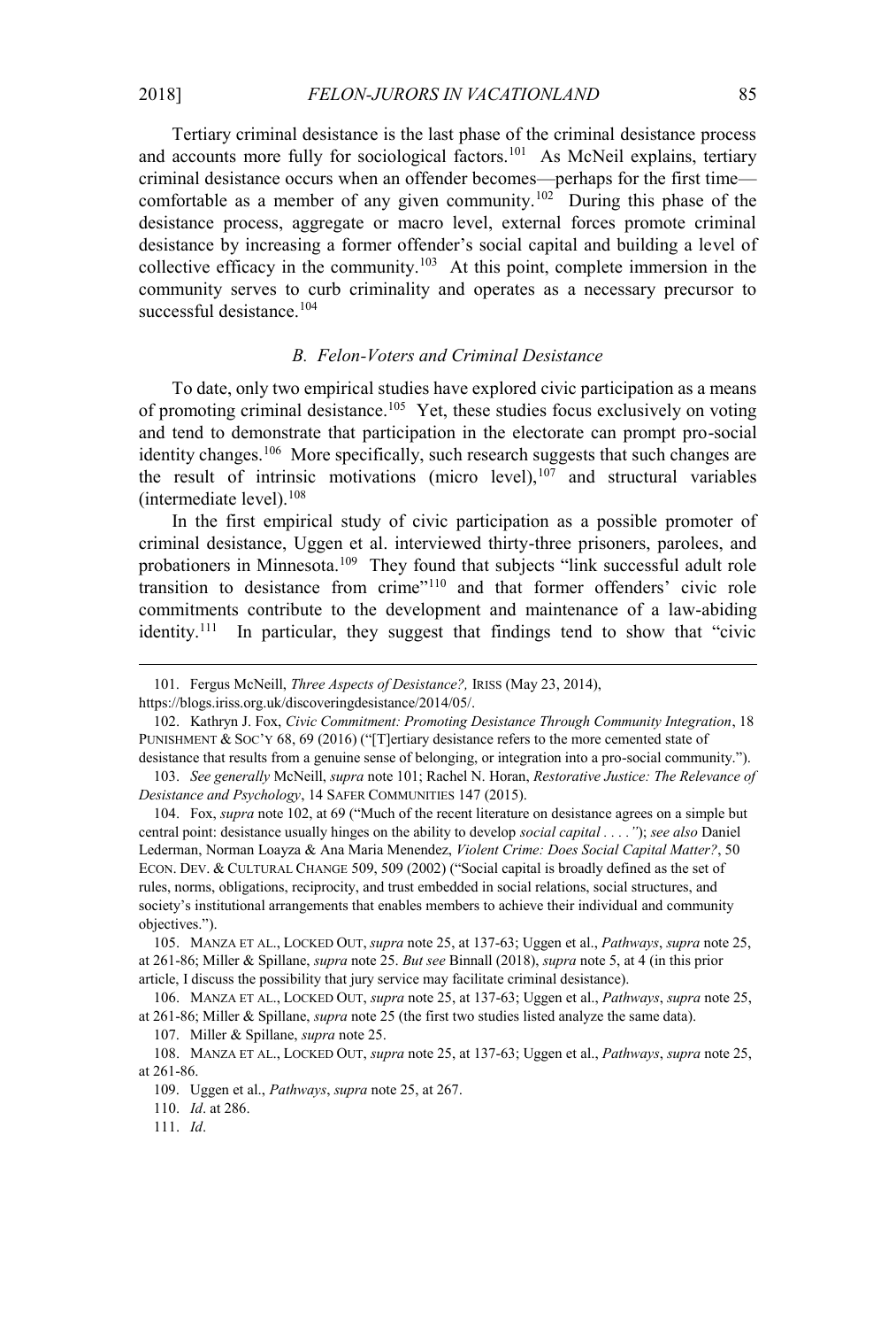Tertiary criminal desistance is the last phase of the criminal desistance process and accounts more fully for sociological factors.[101] As McNeil explains, tertiary criminal desistance occurs when an offender becomes—perhaps for the first time—comfortable as a member of any given community.[102] During this phase of the desistance process, aggregate or macro level, external forces promote criminal desistance by increasing a former offender's social capital and building a level of collective efficacy in the community.[103] At this point, complete immersion in the community serves to curb criminality and operates as a necessary precursor to successful desistance.[104]

### *B. Felon-Voters and Criminal Desistance*

To date, only two empirical studies have explored civic participation as a means of promoting criminal desistance.[105] Yet, these studies focus exclusively on voting and tend to demonstrate that participation in the electorate can prompt pro-social identity changes.[106] More specifically, such research suggests that such changes are the result of intrinsic motivations (micro level),[107] and structural variables (intermediate level).[108]

In the first empirical study of civic participation as a possible promoter of criminal desistance, Uggen et al. interviewed thirty-three prisoners, parolees, and probationers in Minnesota.[109] They found that subjects "link successful adult role transition to desistance from crime"[110] and that former offenders' civic role commitments contribute to the development and maintenance of a law-abiding identity.[111] In particular, they suggest that findings tend to show that "civic

---

101. Fergus McNeill, *Three Aspects of Desistance?,* IRISS (May 23, 2014), https://blogs.iriss.org.uk/discoveringdesistance/2014/05/.

102. Kathryn J. Fox, *Civic Commitment: Promoting Desistance Through Community Integration*, 18 PUNISHMENT & SOC'Y 68, 69 (2016) ("[T]ertiary desistance refers to the more cemented state of desistance that results from a genuine sense of belonging, or integration into a pro-social community.").

103. *See generally* McNeill, *supra* note 101; Rachel N. Horan, *Restorative Justice: The Relevance of Desistance and Psychology*, 14 SAFER COMMUNITIES 147 (2015).

104. Fox, *supra* note 102, at 69 ("Much of the recent literature on desistance agrees on a simple but central point: desistance usually hinges on the ability to develop *social capital . . . .*"); *see also* Daniel Lederman, Norman Loayza & Ana Maria Menendez, *Violent Crime: Does Social Capital Matter?*, 50 ECON. DEV. & CULTURAL CHANGE 509, 509 (2002) ("Social capital is broadly defined as the set of rules, norms, obligations, reciprocity, and trust embedded in social relations, social structures, and society's institutional arrangements that enables members to achieve their individual and community objectives.").

105. MANZA ET AL., LOCKED OUT, *supra* note 25, at 137-63; Uggen et al., *Pathways*, *supra* note 25, at 261-86; Miller & Spillane, *supra* note 25. *But see* Binnall (2018), *supra* note 5, at 4 (in this prior article, I discuss the possibility that jury service may facilitate criminal desistance).

106. MANZA ET AL., LOCKED OUT, *supra* note 25, at 137-63; Uggen et al., *Pathways*, *supra* note 25, at 261-86; Miller & Spillane, *supra* note 25 (the first two studies listed analyze the same data).

107. Miller & Spillane, *supra* note 25.

108. MANZA ET AL., LOCKED OUT, *supra* note 25, at 137-63; Uggen et al., *Pathways*, *supra* note 25, at 261-86.

109. Uggen et al., *Pathways*, *supra* note 25, at 267.

110. *Id*. at 286.

111. *Id*.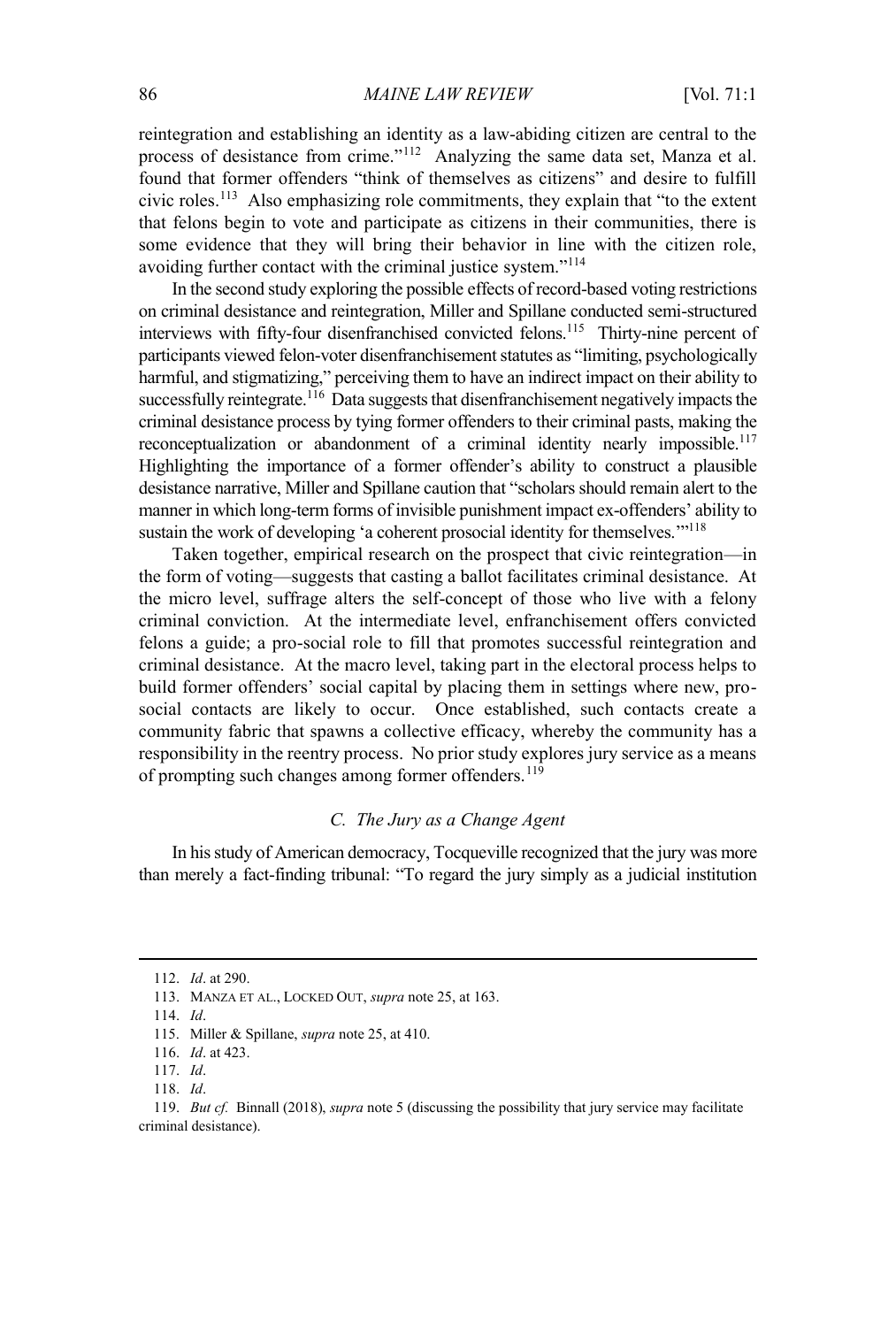reintegration and establishing an identity as a law-abiding citizen are central to the process of desistance from crime."[112] Analyzing the same data set, Manza et al. found that former offenders "think of themselves as citizens" and desire to fulfill civic roles.[113] Also emphasizing role commitments, they explain that "to the extent that felons begin to vote and participate as citizens in their communities, there is some evidence that they will bring their behavior in line with the citizen role, avoiding further contact with the criminal justice system."[114]

In the second study exploring the possible effects of record-based voting restrictions on criminal desistance and reintegration, Miller and Spillane conducted semi-structured interviews with fifty-four disenfranchised convicted felons.[115] Thirty-nine percent of participants viewed felon-voter disenfranchisement statutes as "limiting, psychologically harmful, and stigmatizing," perceiving them to have an indirect impact on their ability to successfully reintegrate.[116] Data suggests that disenfranchisement negatively impacts the criminal desistance process by tying former offenders to their criminal pasts, making the reconceptualization or abandonment of a criminal identity nearly impossible.[117] Highlighting the importance of a former offender's ability to construct a plausible desistance narrative, Miller and Spillane caution that "scholars should remain alert to the manner in which long-term forms of invisible punishment impact ex-offenders' ability to sustain the work of developing 'a coherent prosocial identity for themselves.'"[118]

Taken together, empirical research on the prospect that civic reintegration—in the form of voting—suggests that casting a ballot facilitates criminal desistance. At the micro level, suffrage alters the self-concept of those who live with a felony criminal conviction. At the intermediate level, enfranchisement offers convicted felons a guide; a pro-social role to fill that promotes successful reintegration and criminal desistance. At the macro level, taking part in the electoral process helps to build former offenders' social capital by placing them in settings where new, pro-social contacts are likely to occur. Once established, such contacts create a community fabric that spawns a collective efficacy, whereby the community has a responsibility in the reentry process. No prior study explores jury service as a means of prompting such changes among former offenders.[119]

### *C. The Jury as a Change Agent*

In his study of American democracy, Tocqueville recognized that the jury was more than merely a fact-finding tribunal: "To regard the jury simply as a judicial institution

---

112. *Id*. at 290.

113. MANZA ET AL., LOCKED OUT, *supra* note 25, at 163.

114. *Id*.

115. Miller & Spillane, *supra* note 25, at 410.

116. *Id*. at 423.

117. *Id*.

118. *Id*.

119. *But cf.* Binnall (2018), *supra* note 5 (discussing the possibility that jury service may facilitate criminal desistance).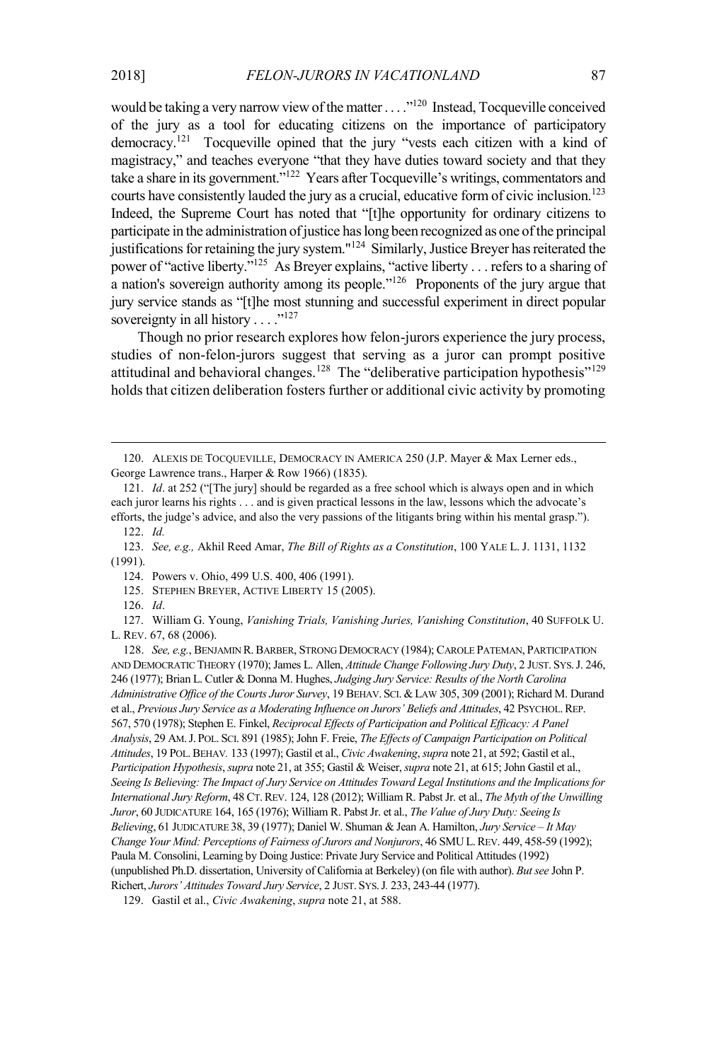would be taking a very narrow view of the matter . . . ."[120] Instead, Tocqueville conceived of the jury as a tool for educating citizens on the importance of participatory democracy.[121] Tocqueville opined that the jury "vests each citizen with a kind of magistracy," and teaches everyone "that they have duties toward society and that they take a share in its government."[122] Years after Tocqueville's writings, commentators and courts have consistently lauded the jury as a crucial, educative form of civic inclusion.[123] Indeed, the Supreme Court has noted that "[t]he opportunity for ordinary citizens to participate in the administration of justice has long been recognized as one of the principal justifications for retaining the jury system."[124] Similarly, Justice Breyer has reiterated the power of "active liberty."[125] As Breyer explains, "active liberty . . . refers to a sharing of a nation's sovereign authority among its people."[126] Proponents of the jury argue that jury service stands as "[t]he most stunning and successful experiment in direct popular sovereignty in all history . . . ."[127]

Though no prior research explores how felon-jurors experience the jury process, studies of non-felon-jurors suggest that serving as a juror can prompt positive attitudinal and behavioral changes.[128] The "deliberative participation hypothesis"[129] holds that citizen deliberation fosters further or additional civic activity by promoting

---

120. ALEXIS DE TOCQUEVILLE, DEMOCRACY IN AMERICA 250 (J.P. Mayer & Max Lerner eds., George Lawrence trans., Harper & Row 1966) (1835).

121. *Id*. at 252 ("[The jury] should be regarded as a free school which is always open and in which each juror learns his rights . . . and is given practical lessons in the law, lessons which the advocate's efforts, the judge's advice, and also the very passions of the litigants bring within his mental grasp.").

122. *Id.*

123. *See, e.g.,* Akhil Reed Amar, *The Bill of Rights as a Constitution*, 100 YALE L. J. 1131, 1132 (1991).

124. Powers v. Ohio, 499 U.S. 400, 406 (1991).

125. STEPHEN BREYER, ACTIVE LIBERTY 15 (2005).

126. *Id*.

127. William G. Young, *Vanishing Trials, Vanishing Juries, Vanishing Constitution*, 40 SUFFOLK U. L. REV. 67, 68 (2006).

128. *See, e.g.*, BENJAMIN R. BARBER, STRONG DEMOCRACY (1984); CAROLE PATEMAN, PARTICIPATION AND DEMOCRATIC THEORY (1970); James L. Allen, *Attitude Change Following Jury Duty*, 2 JUST. SYS. J. 246, 246 (1977); Brian L. Cutler & Donna M. Hughes, *Judging Jury Service: Results of the North Carolina Administrative Office of the Courts Juror Survey*, 19 BEHAV. SCI. & LAW 305, 309 (2001); Richard M. Durand et al., *Previous Jury Service as a Moderating Influence on Jurors' Beliefs and Attitudes*, 42 PSYCHOL. REP. 567, 570 (1978); Stephen E. Finkel, *Reciprocal Effects of Participation and Political Efficacy: A Panel Analysis*, 29 AM. J. POL. SCI. 891 (1985); John F. Freie, *The Effects of Campaign Participation on Political Attitudes*, 19 POL. BEHAV. 133 (1997); Gastil et al., *Civic Awakening*, *supra* note 21, at 592; Gastil et al., *Participation Hypothesis*, *supra* note 21, at 355; Gastil & Weiser, *supra* note 21, at 615; John Gastil et al., *Seeing Is Believing: The Impact of Jury Service on Attitudes Toward Legal Institutions and the Implications for International Jury Reform*, 48 CT. REV. 124, 128 (2012); William R. Pabst Jr. et al., *The Myth of the Unwilling Juror*, 60 JUDICATURE 164, 165 (1976); William R. Pabst Jr. et al., *The Value of Jury Duty: Seeing Is Believing*, 61 JUDICATURE 38, 39 (1977); Daniel W. Shuman & Jean A. Hamilton, *Jury Service – It May Change Your Mind: Perceptions of Fairness of Jurors and Nonjurors*, 46 SMU L. REV. 449, 458-59 (1992); Paula M. Consolini, Learning by Doing Justice: Private Jury Service and Political Attitudes (1992) (unpublished Ph.D. dissertation, University of California at Berkeley) (on file with author). *But see* John P. Richert, *Jurors' Attitudes Toward Jury Service*, 2 JUST. SYS. J. 233, 243-44 (1977).

129. Gastil et al., *Civic Awakening*, *supra* note 21, at 588.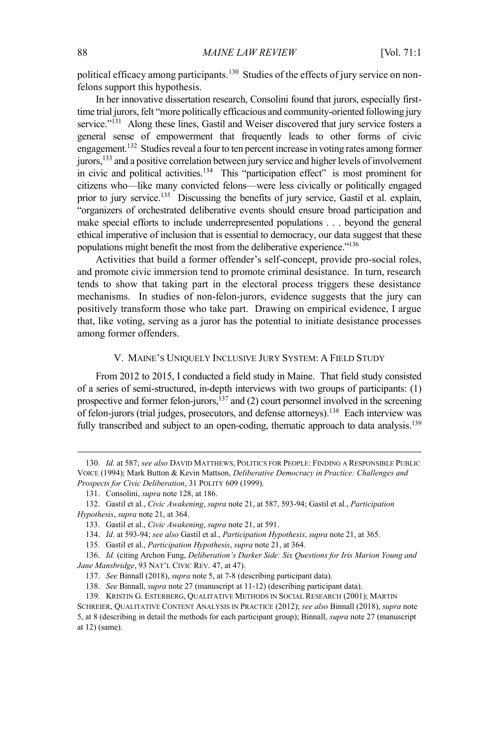political efficacy among participants.[130] Studies of the effects of jury service on non-felons support this hypothesis.

In her innovative dissertation research, Consolini found that jurors, especially first-time trial jurors, felt "more politically efficacious and community-oriented following jury service."[131] Along these lines, Gastil and Weiser discovered that jury service fosters a general sense of empowerment that frequently leads to other forms of civic engagement.[132] Studies reveal a four to ten percent increase in voting rates among former jurors,[133] and a positive correlation between jury service and higher levels of involvement in civic and political activities.[134] This "participation effect" is most prominent for citizens who—like many convicted felons—were less civically or politically engaged prior to jury service.[135] Discussing the benefits of jury service, Gastil et al. explain, "organizers of orchestrated deliberative events should ensure broad participation and make special efforts to include underrepresented populations . . . beyond the general ethical imperative of inclusion that is essential to democracy, our data suggest that these populations might benefit the most from the deliberative experience."[136]

Activities that build a former offender's self-concept, provide pro-social roles, and promote civic immersion tend to promote criminal desistance. In turn, research tends to show that taking part in the electoral process triggers these desistance mechanisms. In studies of non-felon-jurors, evidence suggests that the jury can positively transform those who take part. Drawing on empirical evidence, I argue that, like voting, serving as a juror has the potential to initiate desistance processes among former offenders.

## V. MAINE'S UNIQUELY INCLUSIVE JURY SYSTEM: A FIELD STUDY

From 2012 to 2015, I conducted a field study in Maine. That field study consisted of a series of semi-structured, in-depth interviews with two groups of participants: (1) prospective and former felon-jurors,[137] and (2) court personnel involved in the screening of felon-jurors (trial judges, prosecutors, and defense attorneys).[138] Each interview was fully transcribed and subject to an open-coding, thematic approach to data analysis.[139]

---

130. *Id.* at 587; *see also* DAVID MATTHEWS, POLITICS FOR PEOPLE: FINDING A RESPONSIBLE PUBLIC VOICE (1994); Mark Button & Kevin Mattson, *Deliberative Democracy in Practice: Challenges and Prospects for Civic Deliberation*, 31 POLITY 609 (1999).

131. Consolini, *supra* note 128, at 186.

132. Gastil et al., *Civic Awakening*, *supra* note 21, at 587, 593-94; Gastil et al., *Participation Hypothesis*, *supra* note 21, at 364.

133. Gastil et al., *Civic Awakening*, *supra* note 21, at 591.

134. *Id*. at 593-94; *see also* Gastil et al., *Participation Hypothesis*, *supra* note 21, at 365.

135. Gastil et al., *Participation Hypothesis*, *supra* note 21, at 364.

136. *Id.* (citing Archon Fung, *Deliberation's Darker Side: Six Questions for Iris Marion Young and Jane Mansbridge*, 93 NAT'L CIVIC REV. 47, at 47).

137. *See* Binnall (2018), *supra* note 5, at 7-8 (describing participant data).

138. *See* Binnall, *supra* note 27 (manuscript at 11-12) (describing participant data).

139. KRISTIN G. ESTERBERG, QUALITATIVE METHODS IN SOCIAL RESEARCH (2001); MARTIN SCHREIER, QUALITATIVE CONTENT ANALYSIS IN PRACTICE (2012); *see also* Binnall (2018), *supra* note 5, at 8 (describing in detail the methods for each participant group); Binnall, *supra* note 27 (manuscript at 12) (same).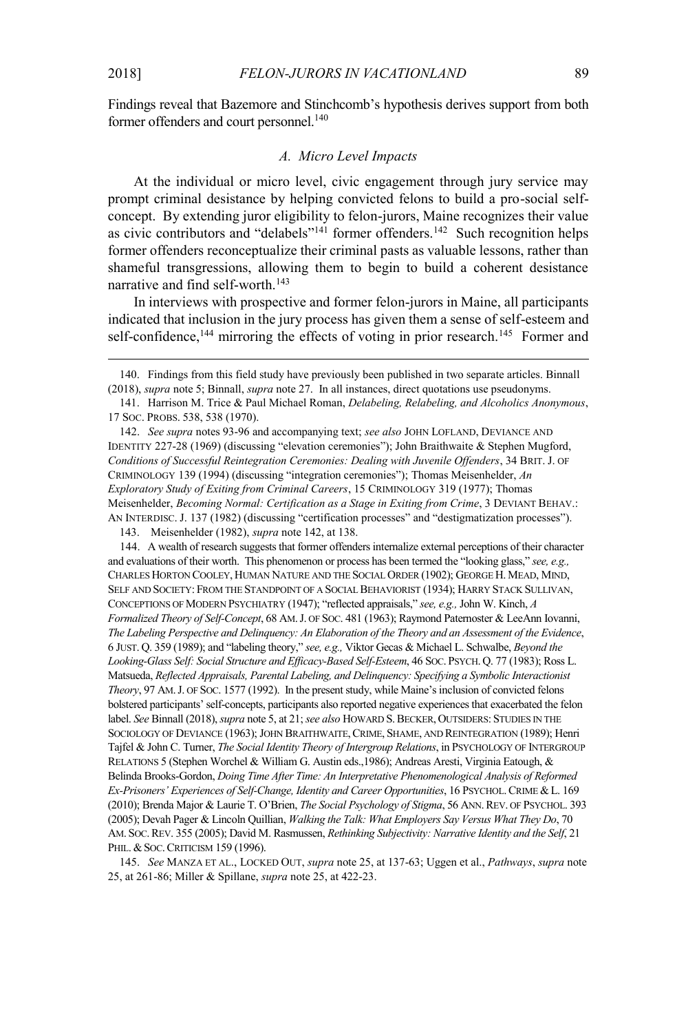Findings reveal that Bazemore and Stinchcomb's hypothesis derives support from both former offenders and court personnel.[140]

### *A. Micro Level Impacts*

At the individual or micro level, civic engagement through jury service may prompt criminal desistance by helping convicted felons to build a pro-social self-concept. By extending juror eligibility to felon-jurors, Maine recognizes their value as civic contributors and "delabels"[141] former offenders.[142] Such recognition helps former offenders reconceptualize their criminal pasts as valuable lessons, rather than shameful transgressions, allowing them to begin to build a coherent desistance narrative and find self-worth.[143]

In interviews with prospective and former felon-jurors in Maine, all participants indicated that inclusion in the jury process has given them a sense of self-esteem and self-confidence,[144] mirroring the effects of voting in prior research.[145] Former and

---

140. Findings from this field study have previously been published in two separate articles. Binnall (2018), *supra* note 5; Binnall, *supra* note 27. In all instances, direct quotations use pseudonyms.

141. Harrison M. Trice & Paul Michael Roman, *Delabeling, Relabeling, and Alcoholics Anonymous*, 17 SOC. PROBS. 538, 538 (1970).

142. *See supra* notes 93-96 and accompanying text; *see also* JOHN LOFLAND, DEVIANCE AND IDENTITY 227-28 (1969) (discussing "elevation ceremonies"); John Braithwaite & Stephen Mugford, *Conditions of Successful Reintegration Ceremonies: Dealing with Juvenile Offenders*, 34 BRIT. J. OF CRIMINOLOGY 139 (1994) (discussing "integration ceremonies"); Thomas Meisenhelder, *An Exploratory Study of Exiting from Criminal Careers*, 15 CRIMINOLOGY 319 (1977); Thomas Meisenhelder, *Becoming Normal: Certification as a Stage in Exiting from Crime*, 3 DEVIANT BEHAV.: AN INTERDISC. J. 137 (1982) (discussing "certification processes" and "destigmatization processes").

143. Meisenhelder (1982), *supra* note 142, at 138.

144. A wealth of research suggests that former offenders internalize external perceptions of their character and evaluations of their worth. This phenomenon or process has been termed the "looking glass," *see, e.g.,* CHARLES HORTON COOLEY, HUMAN NATURE AND THE SOCIAL ORDER (1902); GEORGE H. MEAD, MIND, SELF AND SOCIETY: FROM THE STANDPOINT OF A SOCIAL BEHAVIORIST (1934); HARRY STACK SULLIVAN, CONCEPTIONS OF MODERN PSYCHIATRY (1947); "reflected appraisals," *see, e.g.,* John W. Kinch, *A Formalized Theory of Self-Concept*, 68 AM. J. OF SOC. 481 (1963); Raymond Paternoster & LeeAnn Iovanni, *The Labeling Perspective and Delinquency: An Elaboration of the Theory and an Assessment of the Evidence*, 6 JUST. Q. 359 (1989); and "labeling theory," *see, e.g.,* Viktor Gecas & Michael L. Schwalbe, *Beyond the Looking-Glass Self: Social Structure and Efficacy-Based Self-Esteem*, 46 SOC. PSYCH. Q. 77 (1983); Ross L. Matsueda, *Reflected Appraisals, Parental Labeling, and Delinquency: Specifying a Symbolic Interactionist Theory*, 97 AM. J. OF SOC. 1577 (1992). In the present study, while Maine's inclusion of convicted felons bolstered participants' self-concepts, participants also reported negative experiences that exacerbated the felon label. *See* Binnall (2018), *supra* note 5, at 21; *see also* HOWARD S. BECKER, OUTSIDERS: STUDIES IN THE SOCIOLOGY OF DEVIANCE (1963); JOHN BRAITHWAITE, CRIME, SHAME, AND REINTEGRATION (1989); Henri Tajfel & John C. Turner, *The Social Identity Theory of Intergroup Relations*, in PSYCHOLOGY OF INTERGROUP RELATIONS 5 (Stephen Worchel & William G. Austin eds.,1986); Andreas Aresti, Virginia Eatough, & Belinda Brooks-Gordon, *Doing Time After Time: An Interpretative Phenomenological Analysis of Reformed Ex-Prisoners' Experiences of Self-Change, Identity and Career Opportunities*, 16 PSYCHOL. CRIME & L. 169 (2010); Brenda Major & Laurie T. O'Brien, *The Social Psychology of Stigma*, 56 ANN. REV. OF PSYCHOL. 393 (2005); Devah Pager & Lincoln Quillian, *Walking the Talk: What Employers Say Versus What They Do*, 70 AM. SOC. REV. 355 (2005); David M. Rasmussen, *Rethinking Subjectivity: Narrative Identity and the Self*, 21 PHIL. & SOC. CRITICISM 159 (1996).

145. *See* MANZA ET AL., LOCKED OUT, *supra* note 25, at 137-63; Uggen et al., *Pathways*, *supra* note 25, at 261-86; Miller & Spillane, *supra* note 25, at 422-23.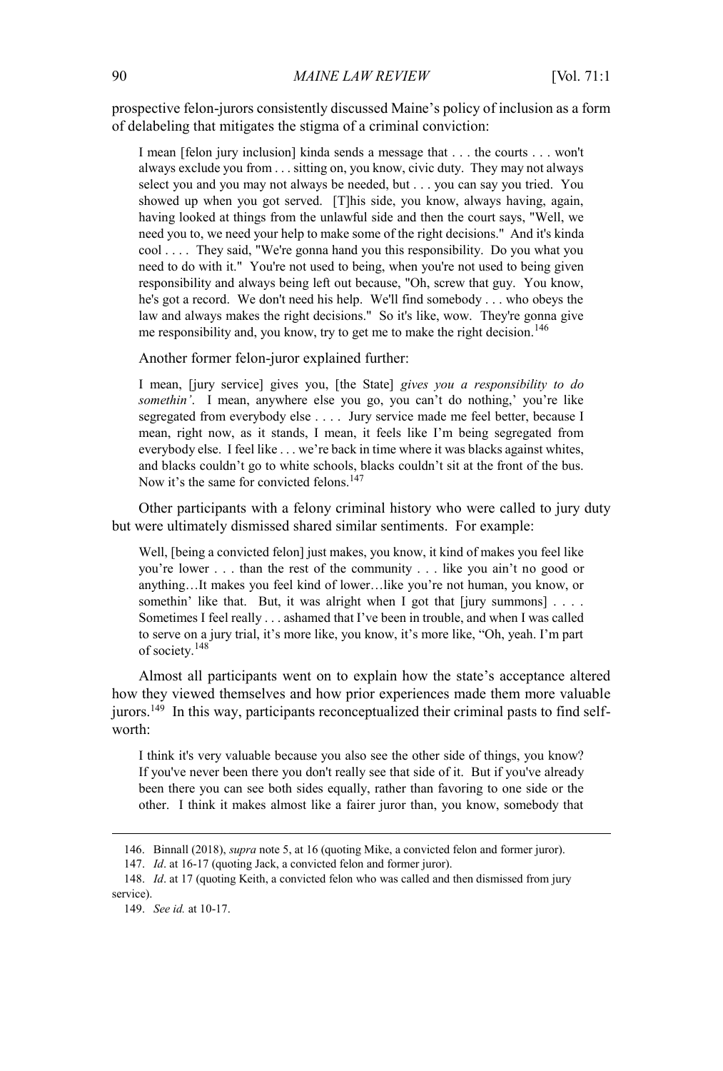prospective felon-jurors consistently discussed Maine's policy of inclusion as a form of delabeling that mitigates the stigma of a criminal conviction:

> I mean [felon jury inclusion] kinda sends a message that . . . the courts . . . won't always exclude you from . . . sitting on, you know, civic duty. They may not always select you and you may not always be needed, but . . . you can say you tried. You showed up when you got served. [T]his side, you know, always having, again, having looked at things from the unlawful side and then the court says, "Well, we need you to, we need your help to make some of the right decisions." And it's kinda cool . . . . They said, "We're gonna hand you this responsibility. Do you what you need to do with it." You're not used to being, when you're not used to being given responsibility and always being left out because, "Oh, screw that guy. You know, he's got a record. We don't need his help. We'll find somebody . . . who obeys the law and always makes the right decisions." So it's like, wow. They're gonna give me responsibility and, you know, try to get me to make the right decision.[146]

Another former felon-juror explained further:

> I mean, [jury service] gives you, [the State] *gives you a responsibility to do somethin'*. I mean, anywhere else you go, you can't do nothing,' you're like segregated from everybody else . . . . Jury service made me feel better, because I mean, right now, as it stands, I mean, it feels like I'm being segregated from everybody else. I feel like . . . we're back in time where it was blacks against whites, and blacks couldn't go to white schools, blacks couldn't sit at the front of the bus. Now it's the same for convicted felons.[147]

Other participants with a felony criminal history who were called to jury duty but were ultimately dismissed shared similar sentiments. For example:

> Well, [being a convicted felon] just makes, you know, it kind of makes you feel like you're lower . . . than the rest of the community . . . like you ain't no good or anything…It makes you feel kind of lower…like you're not human, you know, or somethin' like that. But, it was alright when I got that [jury summons] . . . . Sometimes I feel really . . . ashamed that I've been in trouble, and when I was called to serve on a jury trial, it's more like, you know, it's more like, "Oh, yeah. I'm part of society.[148]

Almost all participants went on to explain how the state's acceptance altered how they viewed themselves and how prior experiences made them more valuable jurors.[149] In this way, participants reconceptualized their criminal pasts to find self-worth:

> I think it's very valuable because you also see the other side of things, you know? If you've never been there you don't really see that side of it. But if you've already been there you can see both sides equally, rather than favoring to one side or the other. I think it makes almost like a fairer juror than, you know, somebody that

---

146. Binnall (2018), *supra* note 5, at 16 (quoting Mike, a convicted felon and former juror).

147. *Id*. at 16-17 (quoting Jack, a convicted felon and former juror).

148. *Id*. at 17 (quoting Keith, a convicted felon who was called and then dismissed from jury service).

149. *See id.* at 10-17.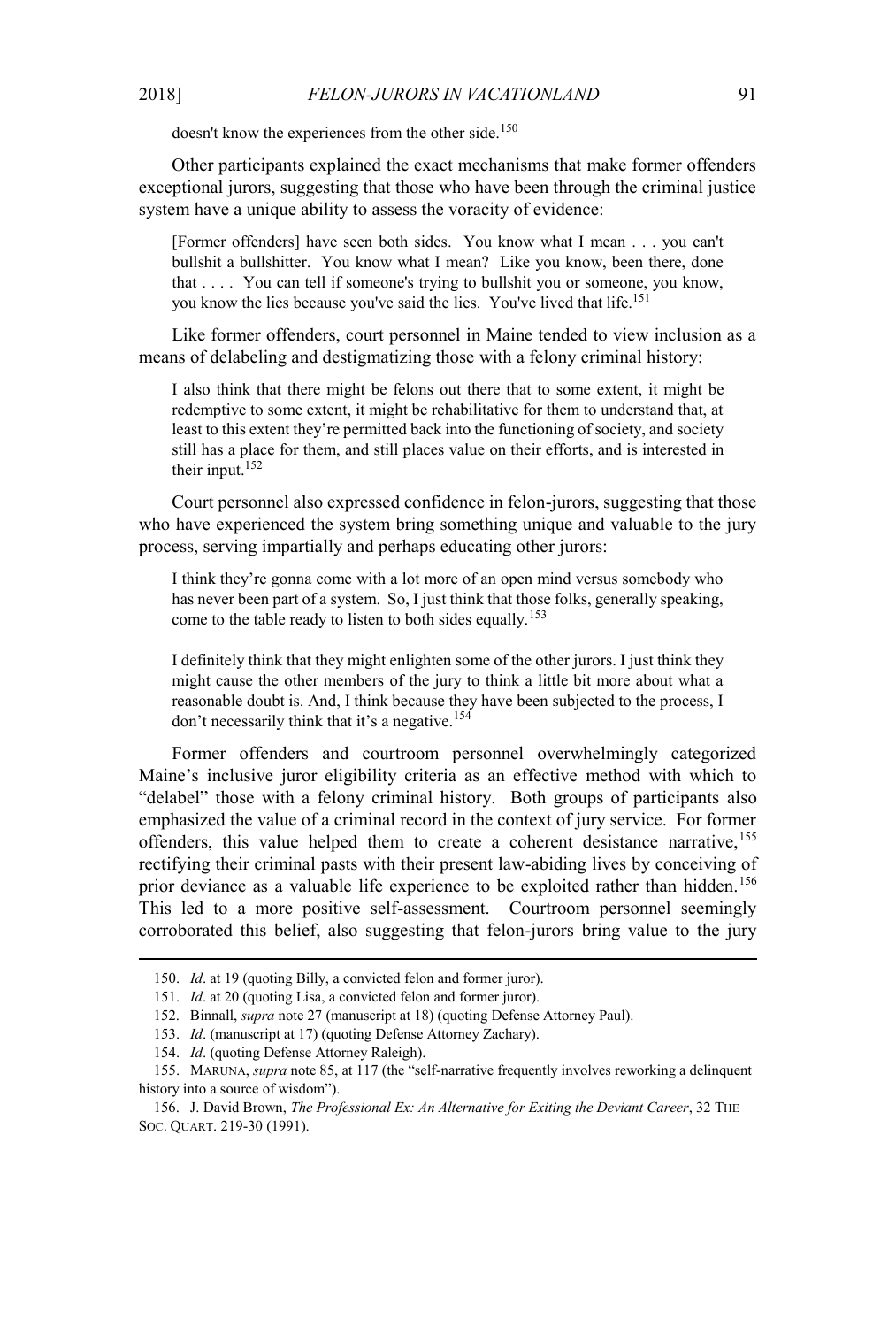doesn't know the experiences from the other side.[150]

Other participants explained the exact mechanisms that make former offenders exceptional jurors, suggesting that those who have been through the criminal justice system have a unique ability to assess the voracity of evidence:

> [Former offenders] have seen both sides. You know what I mean . . . you can't bullshit a bullshitter. You know what I mean? Like you know, been there, done that . . . . You can tell if someone's trying to bullshit you or someone, you know, you know the lies because you've said the lies. You've lived that life.[151]

Like former offenders, court personnel in Maine tended to view inclusion as a means of delabeling and destigmatizing those with a felony criminal history:

> I also think that there might be felons out there that to some extent, it might be redemptive to some extent, it might be rehabilitative for them to understand that, at least to this extent they're permitted back into the functioning of society, and society still has a place for them, and still places value on their efforts, and is interested in their input.[152]

Court personnel also expressed confidence in felon-jurors, suggesting that those who have experienced the system bring something unique and valuable to the jury process, serving impartially and perhaps educating other jurors:

> I think they're gonna come with a lot more of an open mind versus somebody who has never been part of a system. So, I just think that those folks, generally speaking, come to the table ready to listen to both sides equally.[153]
>
> I definitely think that they might enlighten some of the other jurors. I just think they might cause the other members of the jury to think a little bit more about what a reasonable doubt is. And, I think because they have been subjected to the process, I don't necessarily think that it's a negative.[154]

Former offenders and courtroom personnel overwhelmingly categorized Maine's inclusive juror eligibility criteria as an effective method with which to "delabel" those with a felony criminal history. Both groups of participants also emphasized the value of a criminal record in the context of jury service. For former offenders, this value helped them to create a coherent desistance narrative,[155] rectifying their criminal pasts with their present law-abiding lives by conceiving of prior deviance as a valuable life experience to be exploited rather than hidden.[156] This led to a more positive self-assessment. Courtroom personnel seemingly corroborated this belief, also suggesting that felon-jurors bring value to the jury

---

150. *Id*. at 19 (quoting Billy, a convicted felon and former juror).

151. *Id*. at 20 (quoting Lisa, a convicted felon and former juror).

152. Binnall, *supra* note 27 (manuscript at 18) (quoting Defense Attorney Paul).

153. *Id*. (manuscript at 17) (quoting Defense Attorney Zachary).

154. *Id*. (quoting Defense Attorney Raleigh).

155. MARUNA, *supra* note 85, at 117 (the "self-narrative frequently involves reworking a delinquent history into a source of wisdom").

156. J. David Brown, *The Professional Ex: An Alternative for Exiting the Deviant Career*, 32 THE SOC. QUART. 219-30 (1991).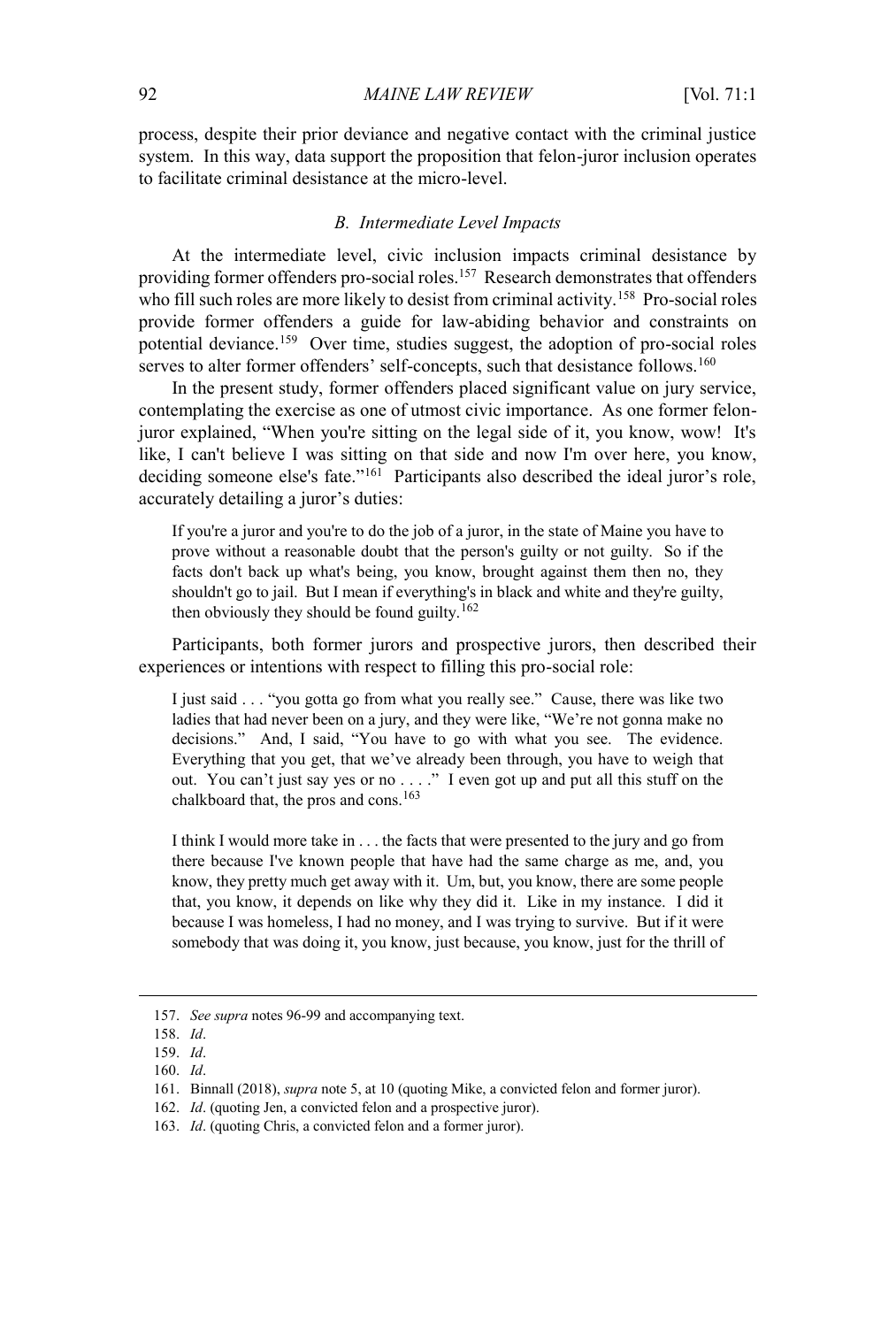process, despite their prior deviance and negative contact with the criminal justice system. In this way, data support the proposition that felon-juror inclusion operates to facilitate criminal desistance at the micro-level.

### *B. Intermediate Level Impacts*

At the intermediate level, civic inclusion impacts criminal desistance by providing former offenders pro-social roles.[157] Research demonstrates that offenders who fill such roles are more likely to desist from criminal activity.[158] Pro-social roles provide former offenders a guide for law-abiding behavior and constraints on potential deviance.[159] Over time, studies suggest, the adoption of pro-social roles serves to alter former offenders' self-concepts, such that desistance follows.[160]

In the present study, former offenders placed significant value on jury service, contemplating the exercise as one of utmost civic importance. As one former felon-juror explained, "When you're sitting on the legal side of it, you know, wow! It's like, I can't believe I was sitting on that side and now I'm over here, you know, deciding someone else's fate."[161] Participants also described the ideal juror's role, accurately detailing a juror's duties:

> If you're a juror and you're to do the job of a juror, in the state of Maine you have to prove without a reasonable doubt that the person's guilty or not guilty. So if the facts don't back up what's being, you know, brought against them then no, they shouldn't go to jail. But I mean if everything's in black and white and they're guilty, then obviously they should be found guilty.[162]

Participants, both former jurors and prospective jurors, then described their experiences or intentions with respect to filling this pro-social role:

> I just said . . . "you gotta go from what you really see." Cause, there was like two ladies that had never been on a jury, and they were like, "We're not gonna make no decisions." And, I said, "You have to go with what you see. The evidence. Everything that you get, that we've already been through, you have to weigh that out. You can't just say yes or no . . . ." I even got up and put all this stuff on the chalkboard that, the pros and cons.[163]

> I think I would more take in . . . the facts that were presented to the jury and go from there because I've known people that have had the same charge as me, and, you know, they pretty much get away with it. Um, but, you know, there are some people that, you know, it depends on like why they did it. Like in my instance. I did it because I was homeless, I had no money, and I was trying to survive. But if it were somebody that was doing it, you know, just because, you know, just for the thrill of

---

157. *See supra* notes 96-99 and accompanying text.

158. *Id*.

159. *Id*.

160. *Id*.

161. Binnall (2018), *supra* note 5, at 10 (quoting Mike, a convicted felon and former juror).

162. *Id*. (quoting Jen, a convicted felon and a prospective juror).

163. *Id*. (quoting Chris, a convicted felon and a former juror).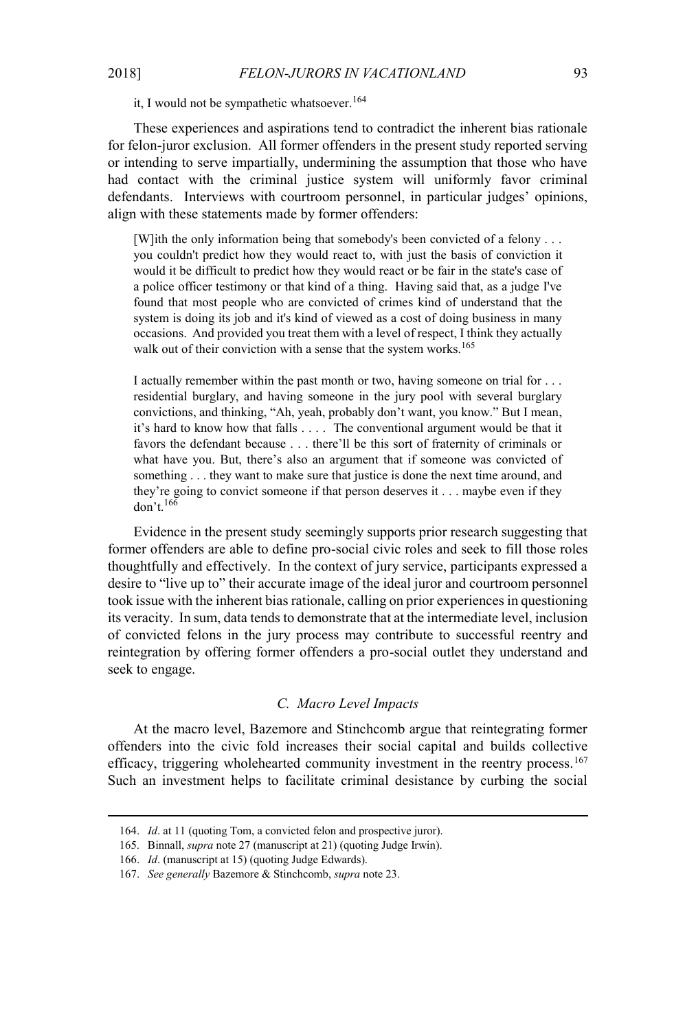it, I would not be sympathetic whatsoever.[164]

These experiences and aspirations tend to contradict the inherent bias rationale for felon-juror exclusion. All former offenders in the present study reported serving or intending to serve impartially, undermining the assumption that those who have had contact with the criminal justice system will uniformly favor criminal defendants. Interviews with courtroom personnel, in particular judges' opinions, align with these statements made by former offenders:

> [W]ith the only information being that somebody's been convicted of a felony . . . you couldn't predict how they would react to, with just the basis of conviction it would it be difficult to predict how they would react or be fair in the state's case of a police officer testimony or that kind of a thing. Having said that, as a judge I've found that most people who are convicted of crimes kind of understand that the system is doing its job and it's kind of viewed as a cost of doing business in many occasions. And provided you treat them with a level of respect, I think they actually walk out of their conviction with a sense that the system works.[165]

> I actually remember within the past month or two, having someone on trial for . . . residential burglary, and having someone in the jury pool with several burglary convictions, and thinking, "Ah, yeah, probably don't want, you know." But I mean, it's hard to know how that falls . . . . The conventional argument would be that it favors the defendant because . . . there'll be this sort of fraternity of criminals or what have you. But, there's also an argument that if someone was convicted of something . . . they want to make sure that justice is done the next time around, and they're going to convict someone if that person deserves it . . . maybe even if they don't.[166]

Evidence in the present study seemingly supports prior research suggesting that former offenders are able to define pro-social civic roles and seek to fill those roles thoughtfully and effectively. In the context of jury service, participants expressed a desire to "live up to" their accurate image of the ideal juror and courtroom personnel took issue with the inherent bias rationale, calling on prior experiences in questioning its veracity. In sum, data tends to demonstrate that at the intermediate level, inclusion of convicted felons in the jury process may contribute to successful reentry and reintegration by offering former offenders a pro-social outlet they understand and seek to engage.

### *C. Macro Level Impacts*

At the macro level, Bazemore and Stinchcomb argue that reintegrating former offenders into the civic fold increases their social capital and builds collective efficacy, triggering wholehearted community investment in the reentry process.[167] Such an investment helps to facilitate criminal desistance by curbing the social

---

164. *Id*. at 11 (quoting Tom, a convicted felon and prospective juror).

165. Binnall, *supra* note 27 (manuscript at 21) (quoting Judge Irwin).

166. *Id*. (manuscript at 15) (quoting Judge Edwards).

167. *See generally* Bazemore & Stinchcomb, *supra* note 23.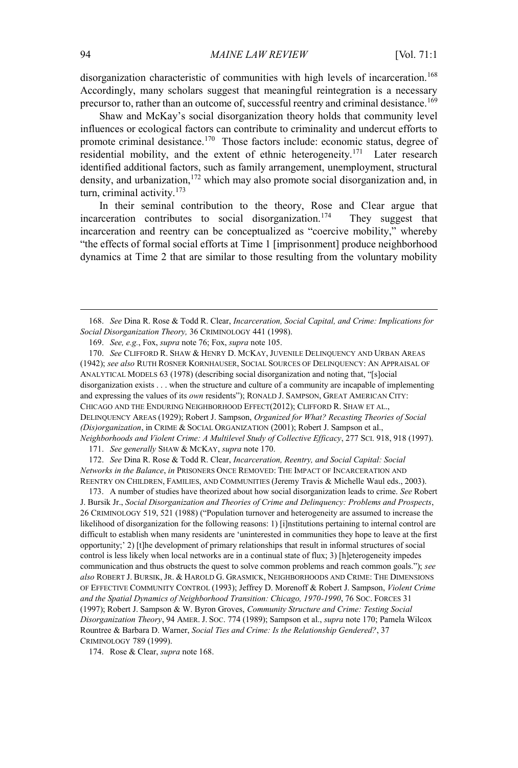disorganization characteristic of communities with high levels of incarceration.[168] Accordingly, many scholars suggest that meaningful reintegration is a necessary precursor to, rather than an outcome of, successful reentry and criminal desistance.[169]

Shaw and McKay's social disorganization theory holds that community level influences or ecological factors can contribute to criminality and undercut efforts to promote criminal desistance.[170] Those factors include: economic status, degree of residential mobility, and the extent of ethnic heterogeneity.[171] Later research identified additional factors, such as family arrangement, unemployment, structural density, and urbanization,[172] which may also promote social disorganization and, in turn, criminal activity.[173]

In their seminal contribution to the theory, Rose and Clear argue that incarceration contributes to social disorganization.[174] They suggest that incarceration and reentry can be conceptualized as "coercive mobility," whereby "the effects of formal social efforts at Time 1 [imprisonment] produce neighborhood dynamics at Time 2 that are similar to those resulting from the voluntary mobility

---

168. *See* Dina R. Rose & Todd R. Clear, *Incarceration, Social Capital, and Crime: Implications for Social Disorganization Theory,* 36 CRIMINOLOGY 441 (1998).

169. *See, e.g.*, Fox, *supra* note 76; Fox, *supra* note 105.

170. *See* CLIFFORD R. SHAW & HENRY D. MCKAY, JUVENILE DELINQUENCY AND URBAN AREAS (1942); *see also* RUTH ROSNER KORNHAUSER, SOCIAL SOURCES OF DELINQUENCY: AN APPRAISAL OF ANALYTICAL MODELS 63 (1978) (describing social disorganization and noting that, "[s]ocial disorganization exists . . . when the structure and culture of a community are incapable of implementing and expressing the values of its *own* residents"); RONALD J. SAMPSON, GREAT AMERICAN CITY: CHICAGO AND THE ENDURING NEIGHBORHOOD EFFECT(2012); CLIFFORD R. SHAW ET AL., DELINQUENCY AREAS (1929); Robert J. Sampson, *Organized for What? Recasting Theories of Social (Dis)organization*, in CRIME & SOCIAL ORGANIZATION (2001); Robert J. Sampson et al., *Neighborhoods and Violent Crime: A Multilevel Study of Collective Efficacy*, 277 SCI. 918, 918 (1997).

171. *See generally* SHAW & MCKAY, *supra* note 170.

172. *See* Dina R. Rose & Todd R. Clear, *Incarceration, Reentry, and Social Capital: Social Networks in the Balance*, *in* PRISONERS ONCE REMOVED: THE IMPACT OF INCARCERATION AND REENTRY ON CHILDREN, FAMILIES, AND COMMUNITIES (Jeremy Travis & Michelle Waul eds., 2003).

173. A number of studies have theorized about how social disorganization leads to crime. *See* Robert J. Bursik Jr., *Social Disorganization and Theories of Crime and Delinquency: Problems and Prospects*, 26 CRIMINOLOGY 519, 521 (1988) ("Population turnover and heterogeneity are assumed to increase the likelihood of disorganization for the following reasons: 1) [i]nstitutions pertaining to internal control are difficult to establish when many residents are 'uninterested in communities they hope to leave at the first opportunity;' 2) [t]he development of primary relationships that result in informal structures of social control is less likely when local networks are in a continual state of flux; 3) [h]eterogeneity impedes communication and thus obstructs the quest to solve common problems and reach common goals."); *see also* ROBERT J. BURSIK, JR. & HAROLD G. GRASMICK, NEIGHBORHOODS AND CRIME: THE DIMENSIONS OF EFFECTIVE COMMUNITY CONTROL (1993); Jeffrey D. Morenoff & Robert J. Sampson, *Violent Crime and the Spatial Dynamics of Neighborhood Transition: Chicago, 1970-1990*, 76 SOC. FORCES 31 (1997); Robert J. Sampson & W. Byron Groves, *Community Structure and Crime: Testing Social Disorganization Theory*, 94 AMER. J. SOC. 774 (1989); Sampson et al., *supra* note 170; Pamela Wilcox Rountree & Barbara D. Warner, *Social Ties and Crime: Is the Relationship Gendered?*, 37 CRIMINOLOGY 789 (1999).

174. Rose & Clear, *supra* note 168.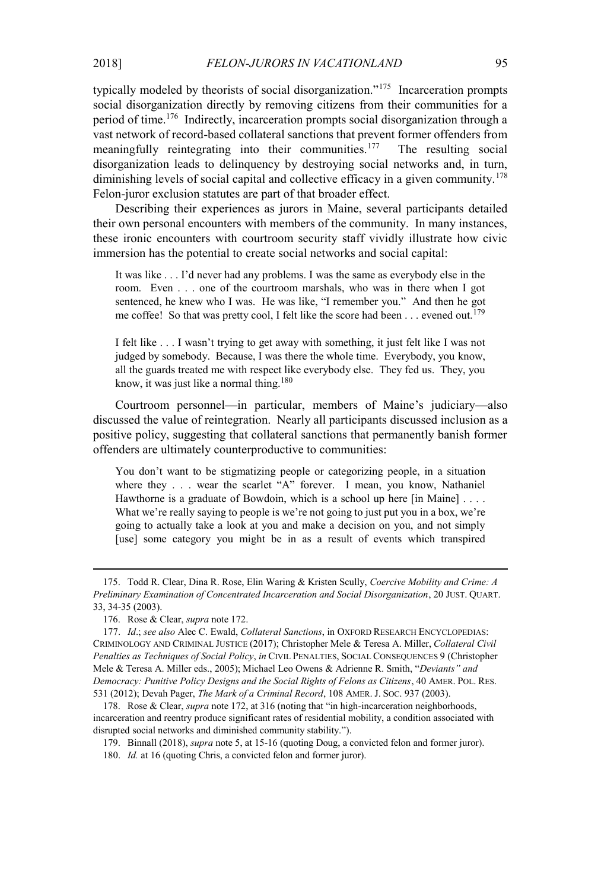typically modeled by theorists of social disorganization."[175] Incarceration prompts social disorganization directly by removing citizens from their communities for a period of time.[176] Indirectly, incarceration prompts social disorganization through a vast network of record-based collateral sanctions that prevent former offenders from meaningfully reintegrating into their communities.[177] The resulting social disorganization leads to delinquency by destroying social networks and, in turn, diminishing levels of social capital and collective efficacy in a given community.[178] Felon-juror exclusion statutes are part of that broader effect.

Describing their experiences as jurors in Maine, several participants detailed their own personal encounters with members of the community. In many instances, these ironic encounters with courtroom security staff vividly illustrate how civic immersion has the potential to create social networks and social capital:

> It was like . . . I'd never had any problems. I was the same as everybody else in the room. Even . . . one of the courtroom marshals, who was in there when I got sentenced, he knew who I was. He was like, "I remember you." And then he got me coffee! So that was pretty cool, I felt like the score had been . . . evened out.[179]

> I felt like . . . I wasn't trying to get away with something, it just felt like I was not judged by somebody. Because, I was there the whole time. Everybody, you know, all the guards treated me with respect like everybody else. They fed us. They, you know, it was just like a normal thing.[180]

Courtroom personnel—in particular, members of Maine's judiciary—also discussed the value of reintegration. Nearly all participants discussed inclusion as a positive policy, suggesting that collateral sanctions that permanently banish former offenders are ultimately counterproductive to communities:

> You don't want to be stigmatizing people or categorizing people, in a situation where they . . . wear the scarlet "A" forever. I mean, you know, Nathaniel Hawthorne is a graduate of Bowdoin, which is a school up here [in Maine] . . . . What we're really saying to people is we're not going to just put you in a box, we're going to actually take a look at you and make a decision on you, and not simply [use] some category you might be in as a result of events which transpired

---

175. Todd R. Clear, Dina R. Rose, Elin Waring & Kristen Scully, *Coercive Mobility and Crime: A Preliminary Examination of Concentrated Incarceration and Social Disorganization*, 20 JUST. QUART. 33, 34-35 (2003).

176. Rose & Clear, *supra* note 172.

177. *Id*.; *see also* Alec C. Ewald, *Collateral Sanctions*, in OXFORD RESEARCH ENCYCLOPEDIAS: CRIMINOLOGY AND CRIMINAL JUSTICE (2017); Christopher Mele & Teresa A. Miller, *Collateral Civil Penalties as Techniques of Social Policy*, *in* CIVIL PENALTIES, SOCIAL CONSEQUENCES 9 (Christopher Mele & Teresa A. Miller eds., 2005); Michael Leo Owens & Adrienne R. Smith, "*Deviants" and Democracy: Punitive Policy Designs and the Social Rights of Felons as Citizens*, 40 AMER. POL. RES. 531 (2012); Devah Pager, *The Mark of a Criminal Record*, 108 AMER. J. SOC. 937 (2003).

178. Rose & Clear, *supra* note 172, at 316 (noting that "in high-incarceration neighborhoods, incarceration and reentry produce significant rates of residential mobility, a condition associated with disrupted social networks and diminished community stability.").

179. Binnall (2018), *supra* note 5, at 15-16 (quoting Doug, a convicted felon and former juror).

180. *Id.* at 16 (quoting Chris, a convicted felon and former juror).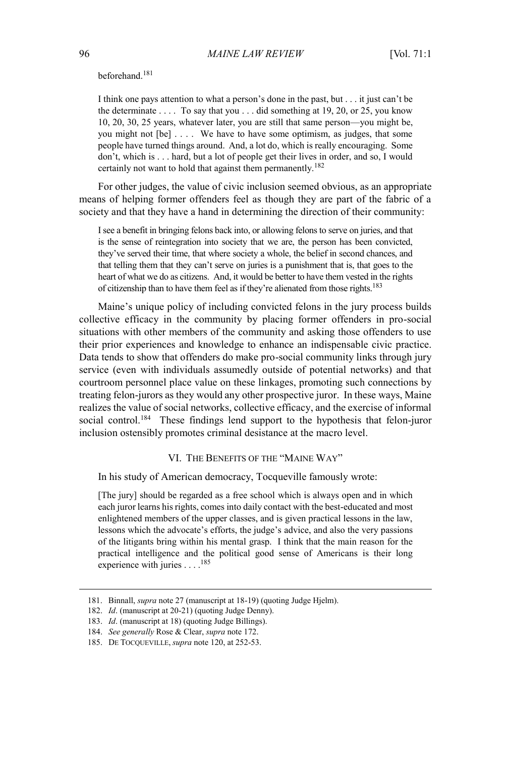beforehand.[181]

> I think one pays attention to what a person's done in the past, but . . . it just can't be the determinate . . . . To say that you . . . did something at 19, 20, or 25, you know 10, 20, 30, 25 years, whatever later, you are still that same person—you might be, you might not [be] . . . . We have to have some optimism, as judges, that some people have turned things around. And, a lot do, which is really encouraging. Some don't, which is . . . hard, but a lot of people get their lives in order, and so, I would certainly not want to hold that against them permanently.[182]

For other judges, the value of civic inclusion seemed obvious, as an appropriate means of helping former offenders feel as though they are part of the fabric of a society and that they have a hand in determining the direction of their community:

> I see a benefit in bringing felons back into, or allowing felons to serve on juries, and that is the sense of reintegration into society that we are, the person has been convicted, they've served their time, that where society a whole, the belief in second chances, and that telling them that they can't serve on juries is a punishment that is, that goes to the heart of what we do as citizens. And, it would be better to have them vested in the rights of citizenship than to have them feel as if they're alienated from those rights.[183]

Maine's unique policy of including convicted felons in the jury process builds collective efficacy in the community by placing former offenders in pro-social situations with other members of the community and asking those offenders to use their prior experiences and knowledge to enhance an indispensable civic practice. Data tends to show that offenders do make pro-social community links through jury service (even with individuals assumedly outside of potential networks) and that courtroom personnel place value on these linkages, promoting such connections by treating felon-jurors as they would any other prospective juror. In these ways, Maine realizes the value of social networks, collective efficacy, and the exercise of informal social control.[184] These findings lend support to the hypothesis that felon-juror inclusion ostensibly promotes criminal desistance at the macro level.

## VI. THE BENEFITS OF THE "MAINE WAY"

In his study of American democracy, Tocqueville famously wrote:

> [The jury] should be regarded as a free school which is always open and in which each juror learns his rights, comes into daily contact with the best-educated and most enlightened members of the upper classes, and is given practical lessons in the law, lessons which the advocate's efforts, the judge's advice, and also the very passions of the litigants bring within his mental grasp. I think that the main reason for the practical intelligence and the political good sense of Americans is their long experience with juries . . . .[185]

---

181. Binnall, *supra* note 27 (manuscript at 18-19) (quoting Judge Hjelm).

182. *Id*. (manuscript at 20-21) (quoting Judge Denny).

183. *Id*. (manuscript at 18) (quoting Judge Billings).

184. *See generally* Rose & Clear, *supra* note 172.

185. DE TOCQUEVILLE, *supra* note 120, at 252-53.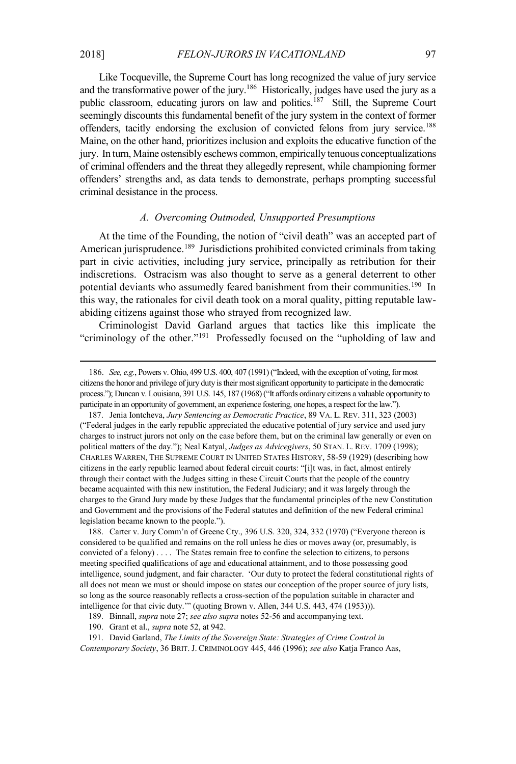Like Tocqueville, the Supreme Court has long recognized the value of jury service and the transformative power of the jury.[186] Historically, judges have used the jury as a public classroom, educating jurors on law and politics.[187] Still, the Supreme Court seemingly discounts this fundamental benefit of the jury system in the context of former offenders, tacitly endorsing the exclusion of convicted felons from jury service.[188] Maine, on the other hand, prioritizes inclusion and exploits the educative function of the jury. In turn, Maine ostensibly eschews common, empirically tenuous conceptualizations of criminal offenders and the threat they allegedly represent, while championing former offenders' strengths and, as data tends to demonstrate, perhaps prompting successful criminal desistance in the process.

### *A. Overcoming Outmoded, Unsupported Presumptions*

At the time of the Founding, the notion of "civil death" was an accepted part of American jurisprudence.[189] Jurisdictions prohibited convicted criminals from taking part in civic activities, including jury service, principally as retribution for their indiscretions. Ostracism was also thought to serve as a general deterrent to other potential deviants who assumedly feared banishment from their communities.[190] In this way, the rationales for civil death took on a moral quality, pitting reputable law-abiding citizens against those who strayed from recognized law.

Criminologist David Garland argues that tactics like this implicate the "criminology of the other."[191] Professedly focused on the "upholding of law and

---

186. *See, e.g.*, Powers v. Ohio, 499 U.S. 400, 407 (1991) ("Indeed, with the exception of voting, for most citizens the honor and privilege of jury duty is their most significant opportunity to participate in the democratic process."); Duncan v. Louisiana, 391 U.S. 145, 187 (1968) ("It affords ordinary citizens a valuable opportunity to participate in an opportunity of government, an experience fostering, one hopes, a respect for the law.").

187. Jenia Iontcheva, *Jury Sentencing as Democratic Practice*, 89 VA. L. REV. 311, 323 (2003) ("Federal judges in the early republic appreciated the educative potential of jury service and used jury charges to instruct jurors not only on the case before them, but on the criminal law generally or even on political matters of the day."); Neal Katyal, *Judges as Advicegivers*, 50 STAN. L. REV. 1709 (1998); CHARLES WARREN, THE SUPREME COURT IN UNITED STATES HISTORY, 58-59 (1929) (describing how citizens in the early republic learned about federal circuit courts: "[i]t was, in fact, almost entirely through their contact with the Judges sitting in these Circuit Courts that the people of the country became acquainted with this new institution, the Federal Judiciary; and it was largely through the charges to the Grand Jury made by these Judges that the fundamental principles of the new Constitution and Government and the provisions of the Federal statutes and definition of the new Federal criminal legislation became known to the people.").

188. Carter v. Jury Comm'n of Greene Cty., 396 U.S. 320, 324, 332 (1970) ("Everyone thereon is considered to be qualified and remains on the roll unless he dies or moves away (or, presumably, is convicted of a felony) . . . . The States remain free to confine the selection to citizens, to persons meeting specified qualifications of age and educational attainment, and to those possessing good intelligence, sound judgment, and fair character. 'Our duty to protect the federal constitutional rights of all does not mean we must or should impose on states our conception of the proper source of jury lists, so long as the source reasonably reflects a cross-section of the population suitable in character and intelligence for that civic duty.'" (quoting Brown v. Allen, 344 U.S. 443, 474 (1953))).

189. Binnall, *supra* note 27; *see also supra* notes 52-56 and accompanying text.

190. Grant et al., *supra* note 52, at 942.

191. David Garland, *The Limits of the Sovereign State: Strategies of Crime Control in Contemporary Society*, 36 BRIT. J. CRIMINOLOGY 445, 446 (1996); *see also* Katja Franco Aas,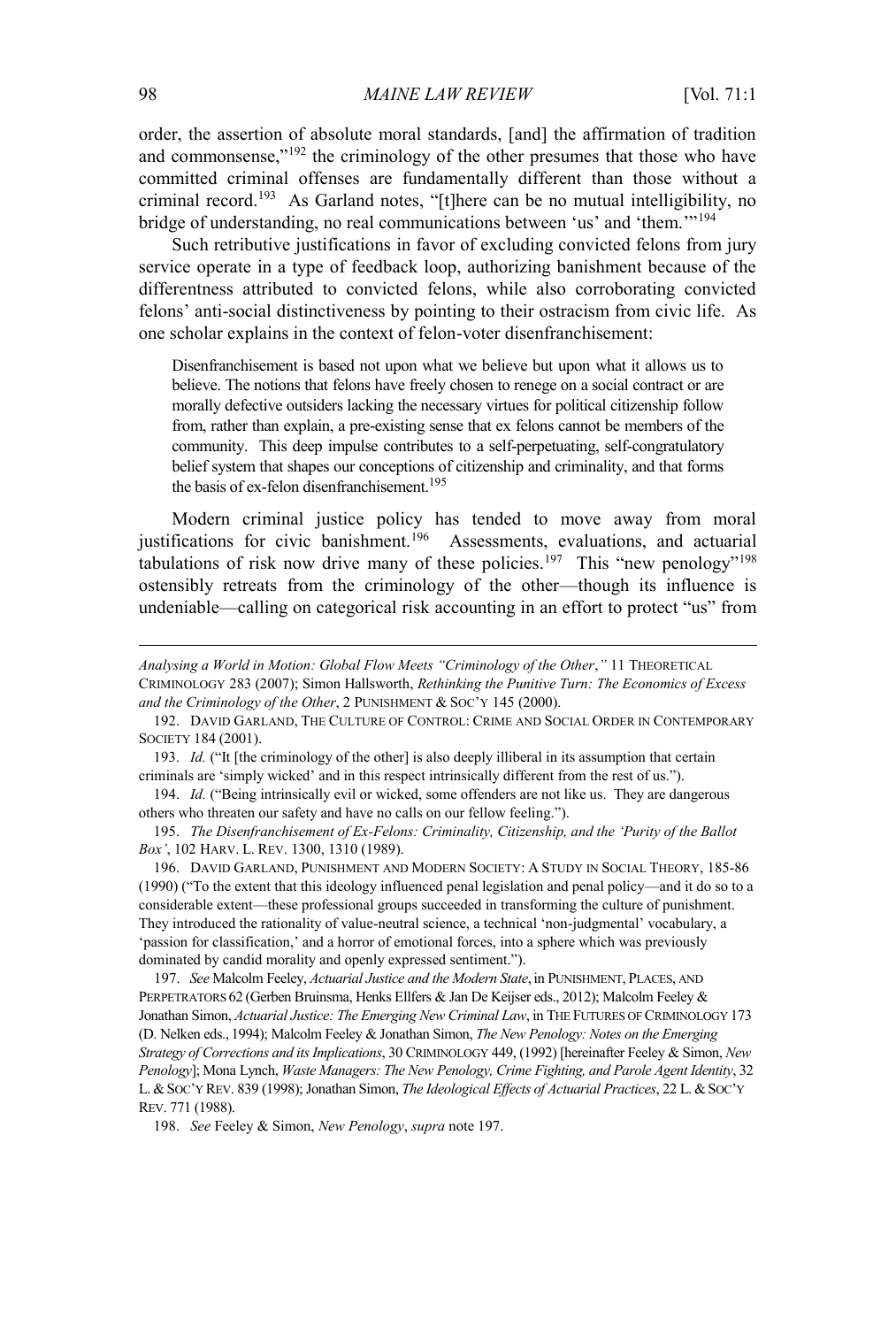order, the assertion of absolute moral standards, [and] the affirmation of tradition and commonsense,"[192] the criminology of the other presumes that those who have committed criminal offenses are fundamentally different than those without a criminal record.[193] As Garland notes, "[t]here can be no mutual intelligibility, no bridge of understanding, no real communications between 'us' and 'them.'"[194]

Such retributive justifications in favor of excluding convicted felons from jury service operate in a type of feedback loop, authorizing banishment because of the differentness attributed to convicted felons, while also corroborating convicted felons' anti-social distinctiveness by pointing to their ostracism from civic life. As one scholar explains in the context of felon-voter disenfranchisement:

> Disenfranchisement is based not upon what we believe but upon what it allows us to believe. The notions that felons have freely chosen to renege on a social contract or are morally defective outsiders lacking the necessary virtues for political citizenship follow from, rather than explain, a pre-existing sense that ex felons cannot be members of the community. This deep impulse contributes to a self-perpetuating, self-congratulatory belief system that shapes our conceptions of citizenship and criminality, and that forms the basis of ex-felon disenfranchisement.[195]

Modern criminal justice policy has tended to move away from moral justifications for civic banishment.[196] Assessments, evaluations, and actuarial tabulations of risk now drive many of these policies.[197] This "new penology"[198] ostensibly retreats from the criminology of the other—though its influence is undeniable—calling on categorical risk accounting in an effort to protect "us" from

---

*Analysing a World in Motion: Global Flow Meets "Criminology of the Other*,*"* 11 THEORETICAL CRIMINOLOGY 283 (2007); Simon Hallsworth, *Rethinking the Punitive Turn: The Economics of Excess and the Criminology of the Other*, 2 PUNISHMENT & SOC'Y 145 (2000).

192. DAVID GARLAND, THE CULTURE OF CONTROL: CRIME AND SOCIAL ORDER IN CONTEMPORARY SOCIETY 184 (2001).

193. *Id.* ("It [the criminology of the other] is also deeply illiberal in its assumption that certain criminals are 'simply wicked' and in this respect intrinsically different from the rest of us.").

194. *Id.* ("Being intrinsically evil or wicked, some offenders are not like us. They are dangerous others who threaten our safety and have no calls on our fellow feeling.").

195. *The Disenfranchisement of Ex-Felons: Criminality, Citizenship, and the 'Purity of the Ballot Box'*, 102 HARV. L. REV. 1300, 1310 (1989).

196. DAVID GARLAND, PUNISHMENT AND MODERN SOCIETY: A STUDY IN SOCIAL THEORY, 185-86 (1990) ("To the extent that this ideology influenced penal legislation and penal policy—and it do so to a considerable extent—these professional groups succeeded in transforming the culture of punishment. They introduced the rationality of value-neutral science, a technical 'non-judgmental' vocabulary, a 'passion for classification,' and a horror of emotional forces, into a sphere which was previously dominated by candid morality and openly expressed sentiment.").

197. *See* Malcolm Feeley, *Actuarial Justice and the Modern State*, in PUNISHMENT, PLACES, AND PERPETRATORS 62 (Gerben Bruinsma, Henks Ellfers & Jan De Keijser eds., 2012); Malcolm Feeley & Jonathan Simon, *Actuarial Justice: The Emerging New Criminal Law*, in THE FUTURES OF CRIMINOLOGY 173 (D. Nelken eds., 1994); Malcolm Feeley & Jonathan Simon, *The New Penology: Notes on the Emerging Strategy of Corrections and its Implications*, 30 CRIMINOLOGY 449, (1992) [hereinafter Feeley & Simon, *New Penology*]; Mona Lynch, *Waste Managers: The New Penology, Crime Fighting, and Parole Agent Identity*, 32 L. & SOC'Y REV. 839 (1998); Jonathan Simon, *The Ideological Effects of Actuarial Practices*, 22 L. & SOC'Y REV. 771 (1988).

198. *See* Feeley & Simon, *New Penology*, *supra* note 197.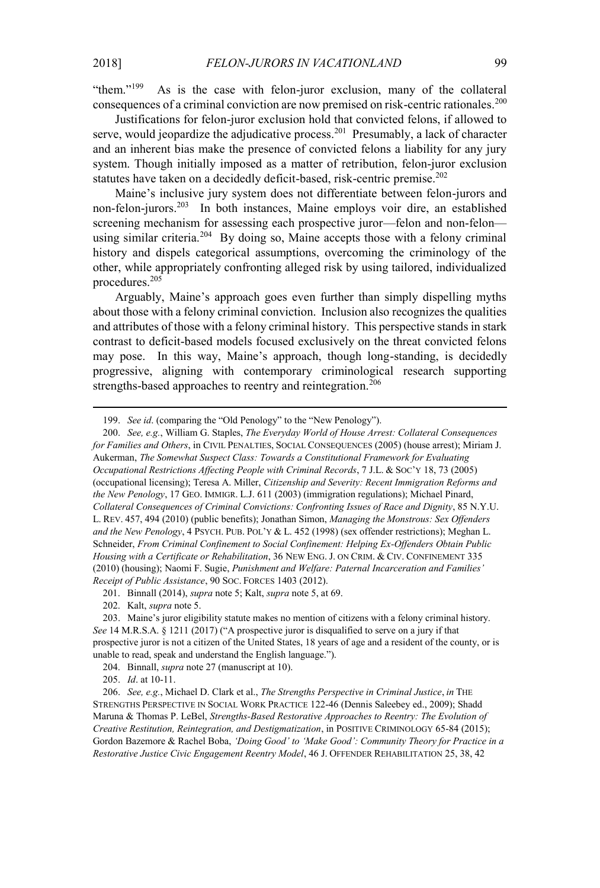"them."[199] As is the case with felon-juror exclusion, many of the collateral consequences of a criminal conviction are now premised on risk-centric rationales.[200]

Justifications for felon-juror exclusion hold that convicted felons, if allowed to serve, would jeopardize the adjudicative process.[201] Presumably, a lack of character and an inherent bias make the presence of convicted felons a liability for any jury system. Though initially imposed as a matter of retribution, felon-juror exclusion statutes have taken on a decidedly deficit-based, risk-centric premise.[202]

Maine's inclusive jury system does not differentiate between felon-jurors and non-felon-jurors.[203] In both instances, Maine employs voir dire, an established screening mechanism for assessing each prospective juror—felon and non-felon—using similar criteria.[204] By doing so, Maine accepts those with a felony criminal history and dispels categorical assumptions, overcoming the criminology of the other, while appropriately confronting alleged risk by using tailored, individualized procedures.[205]

Arguably, Maine's approach goes even further than simply dispelling myths about those with a felony criminal conviction. Inclusion also recognizes the qualities and attributes of those with a felony criminal history. This perspective stands in stark contrast to deficit-based models focused exclusively on the threat convicted felons may pose. In this way, Maine's approach, though long-standing, is decidedly progressive, aligning with contemporary criminological research supporting strengths-based approaches to reentry and reintegration.[206]

---

199. *See id*. (comparing the "Old Penology" to the "New Penology").

200. *See, e.g.*, William G. Staples, *The Everyday World of House Arrest: Collateral Consequences for Families and Others*, in CIVIL PENALTIES, SOCIAL CONSEQUENCES (2005) (house arrest); Miriam J. Aukerman, *The Somewhat Suspect Class: Towards a Constitutional Framework for Evaluating Occupational Restrictions Affecting People with Criminal Records*, 7 J.L. & SOC'Y 18, 73 (2005) (occupational licensing); Teresa A. Miller, *Citizenship and Severity: Recent Immigration Reforms and the New Penology*, 17 GEO. IMMIGR. L.J. 611 (2003) (immigration regulations); Michael Pinard, *Collateral Consequences of Criminal Convictions: Confronting Issues of Race and Dignity*, 85 N.Y.U. L. REV. 457, 494 (2010) (public benefits); Jonathan Simon, *Managing the Monstrous: Sex Offenders and the New Penology*, 4 PSYCH. PUB. POL'Y & L. 452 (1998) (sex offender restrictions); Meghan L. Schneider, *From Criminal Confinement to Social Confinement: Helping Ex-Offenders Obtain Public Housing with a Certificate or Rehabilitation*, 36 NEW ENG. J. ON CRIM. & CIV. CONFINEMENT 335 (2010) (housing); Naomi F. Sugie, *Punishment and Welfare: Paternal Incarceration and Families' Receipt of Public Assistance*, 90 SOC. FORCES 1403 (2012).

201. Binnall (2014), *supra* note 5; Kalt, *supra* note 5, at 69.

202. Kalt, *supra* note 5.

203. Maine's juror eligibility statute makes no mention of citizens with a felony criminal history. *See* 14 M.R.S.A. § 1211 (2017) ("A prospective juror is disqualified to serve on a jury if that prospective juror is not a citizen of the United States, 18 years of age and a resident of the county, or is unable to read, speak and understand the English language.").

204. Binnall, *supra* note 27 (manuscript at 10).

205. *Id*. at 10-11.

206. *See, e.g.*, Michael D. Clark et al., *The Strengths Perspective in Criminal Justice*, *in* THE STRENGTHS PERSPECTIVE IN SOCIAL WORK PRACTICE 122-46 (Dennis Saleebey ed., 2009); Shadd Maruna & Thomas P. LeBel, *Strengths-Based Restorative Approaches to Reentry: The Evolution of Creative Restitution, Reintegration, and Destigmatization*, in POSITIVE CRIMINOLOGY 65-84 (2015); Gordon Bazemore & Rachel Boba, *'Doing Good' to 'Make Good': Community Theory for Practice in a Restorative Justice Civic Engagement Reentry Model*, 46 J. OFFENDER REHABILITATION 25, 38, 42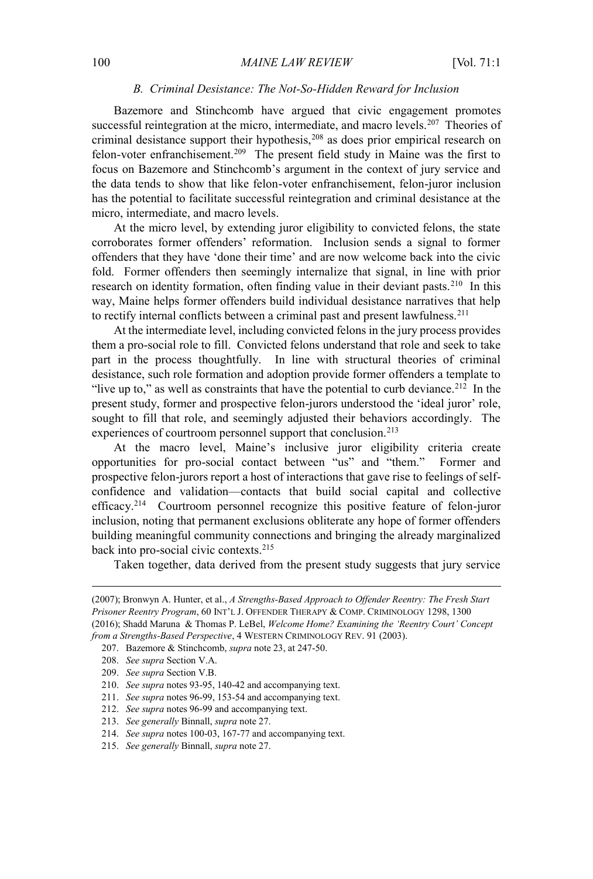### *B. Criminal Desistance: The Not-So-Hidden Reward for Inclusion*

Bazemore and Stinchcomb have argued that civic engagement promotes successful reintegration at the micro, intermediate, and macro levels.[207] Theories of criminal desistance support their hypothesis,[208] as does prior empirical research on felon-voter enfranchisement.[209] The present field study in Maine was the first to focus on Bazemore and Stinchcomb's argument in the context of jury service and the data tends to show that like felon-voter enfranchisement, felon-juror inclusion has the potential to facilitate successful reintegration and criminal desistance at the micro, intermediate, and macro levels.

At the micro level, by extending juror eligibility to convicted felons, the state corroborates former offenders' reformation. Inclusion sends a signal to former offenders that they have 'done their time' and are now welcome back into the civic fold. Former offenders then seemingly internalize that signal, in line with prior research on identity formation, often finding value in their deviant pasts.[210] In this way, Maine helps former offenders build individual desistance narratives that help to rectify internal conflicts between a criminal past and present lawfulness.[211]

At the intermediate level, including convicted felons in the jury process provides them a pro-social role to fill. Convicted felons understand that role and seek to take part in the process thoughtfully. In line with structural theories of criminal desistance, such role formation and adoption provide former offenders a template to "live up to," as well as constraints that have the potential to curb deviance.[212] In the present study, former and prospective felon-jurors understood the 'ideal juror' role, sought to fill that role, and seemingly adjusted their behaviors accordingly. The experiences of courtroom personnel support that conclusion.[213]

At the macro level, Maine's inclusive juror eligibility criteria create opportunities for pro-social contact between "us" and "them." Former and prospective felon-jurors report a host of interactions that gave rise to feelings of self-confidence and validation—contacts that build social capital and collective efficacy.[214] Courtroom personnel recognize this positive feature of felon-juror inclusion, noting that permanent exclusions obliterate any hope of former offenders building meaningful community connections and bringing the already marginalized back into pro-social civic contexts.[215]

Taken together, data derived from the present study suggests that jury service

---

(2007); Bronwyn A. Hunter, et al., *A Strengths-Based Approach to Offender Reentry: The Fresh Start Prisoner Reentry Program*, 60 INT'L J. OFFENDER THERAPY & COMP. CRIMINOLOGY 1298, 1300 (2016); Shadd Maruna & Thomas P. LeBel, *Welcome Home? Examining the 'Reentry Court' Concept from a Strengths-Based Perspective*, 4 WESTERN CRIMINOLOGY REV. 91 (2003).

207. Bazemore & Stinchcomb, *supra* note 23, at 247-50.

208. *See supra* Section V.A.

209. *See supra* Section V.B.

210. *See supra* notes 93-95, 140-42 and accompanying text.

211. *See supra* notes 96-99, 153-54 and accompanying text.

212. *See supra* notes 96-99 and accompanying text.

213. *See generally* Binnall, *supra* note 27.

214. *See supra* notes 100-03, 167-77 and accompanying text.

215. *See generally* Binnall, *supra* note 27.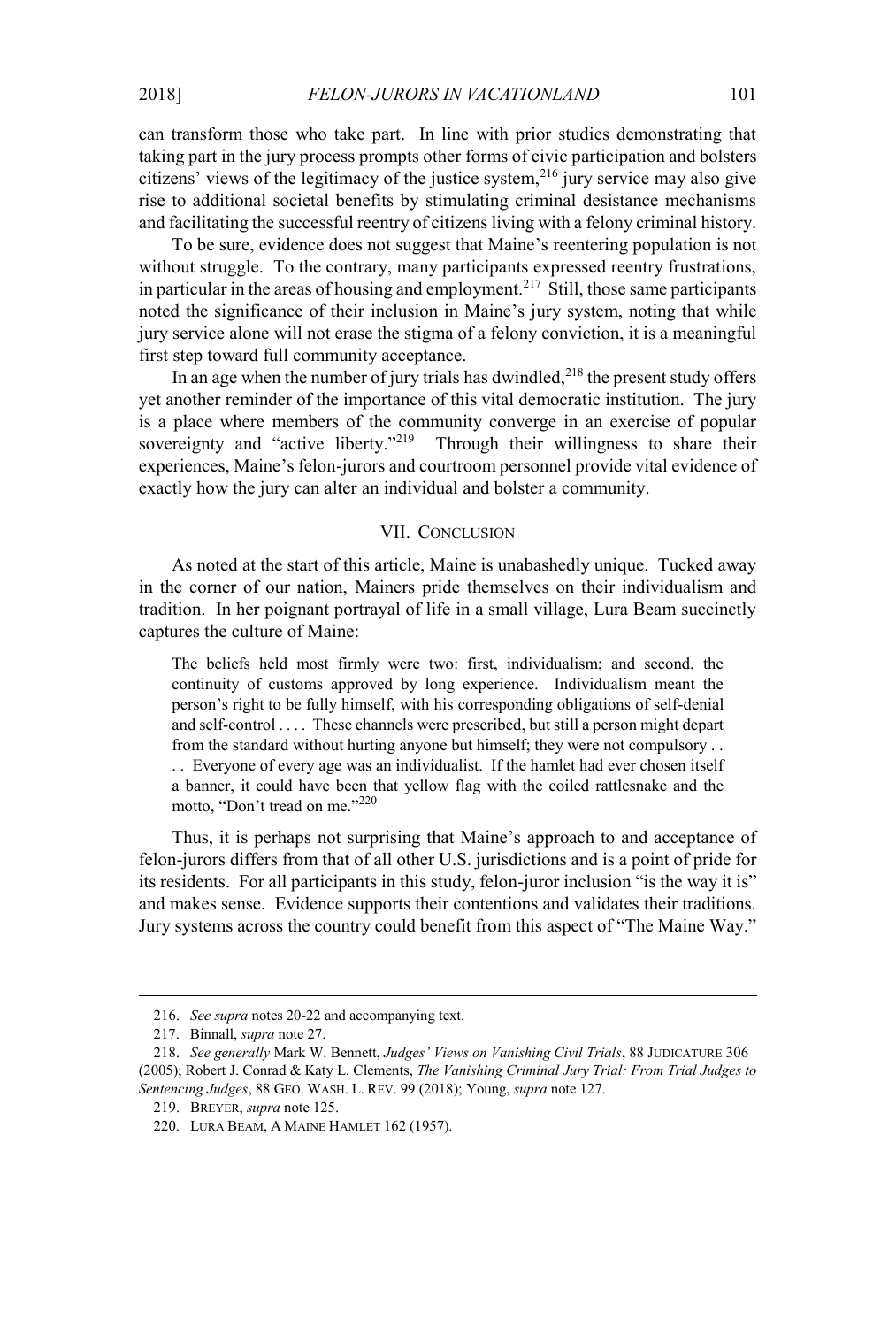can transform those who take part. In line with prior studies demonstrating that taking part in the jury process prompts other forms of civic participation and bolsters citizens' views of the legitimacy of the justice system,[216] jury service may also give rise to additional societal benefits by stimulating criminal desistance mechanisms and facilitating the successful reentry of citizens living with a felony criminal history.

To be sure, evidence does not suggest that Maine's reentering population is not without struggle. To the contrary, many participants expressed reentry frustrations, in particular in the areas of housing and employment.[217] Still, those same participants noted the significance of their inclusion in Maine's jury system, noting that while jury service alone will not erase the stigma of a felony conviction, it is a meaningful first step toward full community acceptance.

In an age when the number of jury trials has dwindled,[218] the present study offers yet another reminder of the importance of this vital democratic institution. The jury is a place where members of the community converge in an exercise of popular sovereignty and "active liberty."[219] Through their willingness to share their experiences, Maine's felon-jurors and courtroom personnel provide vital evidence of exactly how the jury can alter an individual and bolster a community.

## VII. Conclusion

As noted at the start of this article, Maine is unabashedly unique. Tucked away in the corner of our nation, Mainers pride themselves on their individualism and tradition. In her poignant portrayal of life in a small village, Lura Beam succinctly captures the culture of Maine:

> The beliefs held most firmly were two: first, individualism; and second, the continuity of customs approved by long experience. Individualism meant the person's right to be fully himself, with his corresponding obligations of self-denial and self-control . . . . These channels were prescribed, but still a person might depart from the standard without hurting anyone but himself; they were not compulsory . . . . Everyone of every age was an individualist. If the hamlet had ever chosen itself a banner, it could have been that yellow flag with the coiled rattlesnake and the motto, "Don't tread on me."[220]

Thus, it is perhaps not surprising that Maine's approach to and acceptance of felon-jurors differs from that of all other U.S. jurisdictions and is a point of pride for its residents. For all participants in this study, felon-juror inclusion "is the way it is" and makes sense. Evidence supports their contentions and validates their traditions. Jury systems across the country could benefit from this aspect of "The Maine Way."

---

216. *See supra* notes 20-22 and accompanying text.

217. Binnall, *supra* note 27.

218. *See generally* Mark W. Bennett, *Judges' Views on Vanishing Civil Trials*, 88 JUDICATURE 306 (2005); Robert J. Conrad & Katy L. Clements, *The Vanishing Criminal Jury Trial: From Trial Judges to Sentencing Judges*, 88 GEO. WASH. L. REV. 99 (2018); Young, *supra* note 127.

219. BREYER, *supra* note 125.

220. LURA BEAM, A MAINE HAMLET 162 (1957).